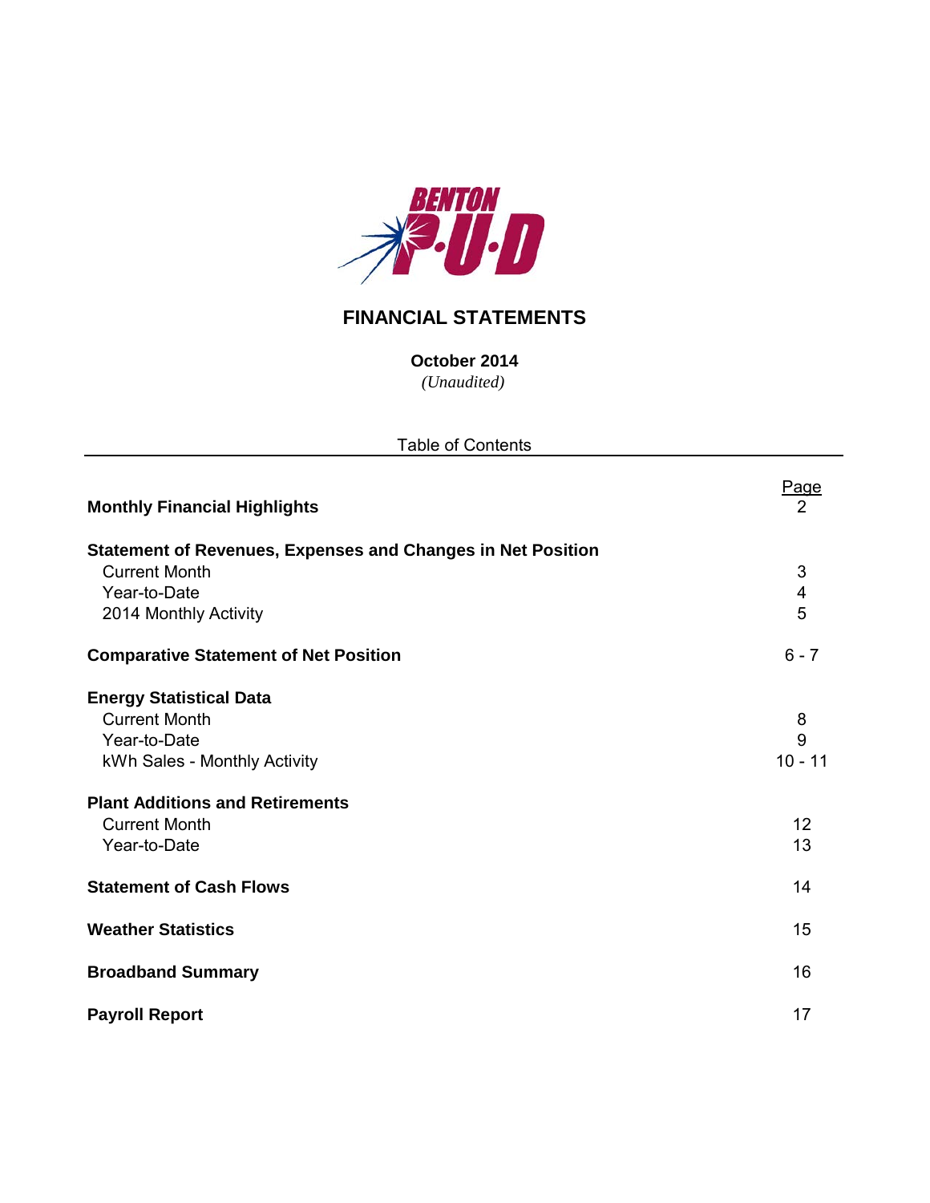BENTON P·U·D

# FINANCIAL STATEMENTS

**October 2014**

*(Unaudited)*

Table of Contents

| | Page |
|---|---|
| **Monthly Financial Highlights** | 2 |
| **Statement of Revenues, Expenses and Changes in Net Position** | |
| Current Month | 3 |
| Year-to-Date | 4 |
| 2014 Monthly Activity | 5 |
| **Comparative Statement of Net Position** | 6 - 7 |
| **Energy Statistical Data** | |
| Current Month | 8 |
| Year-to-Date | 9 |
| kWh Sales - Monthly Activity | 10 - 11 |
| **Plant Additions and Retirements** | |
| Current Month | 12 |
| Year-to-Date | 13 |
| **Statement of Cash Flows** | 14 |
| **Weather Statistics** | 15 |
| **Broadband Summary** | 16 |
| **Payroll Report** | 17 |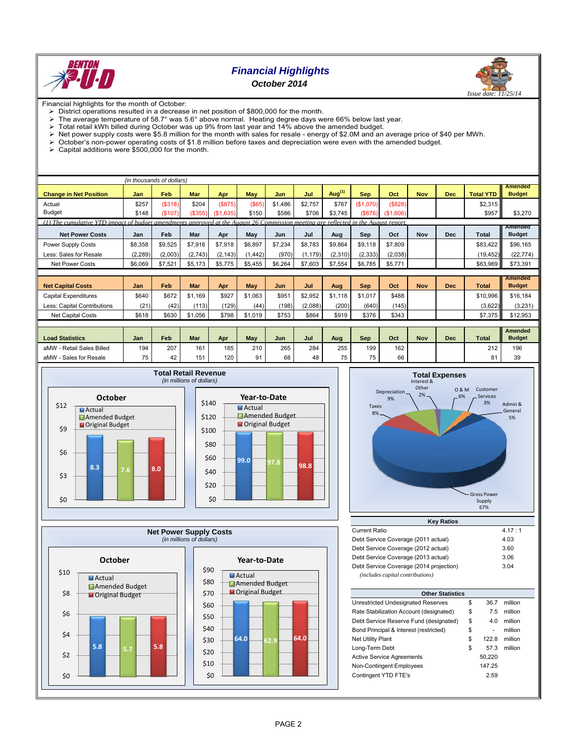# Financial Highlights

## October 2014

*Issue date: 11/25/14*

Financial highlights for the month of October:

- District operations resulted in a decrease in net position of $800,000 for the month.
- The average temperature of 58.7° was 5.6° above normal. Heating degree days were 66% below last year.
- Total retail kWh billed during October was up 9% from last year and 14% above the amended budget.
- Net power supply costs were $5.8 million for the month with sales for resale - energy of $2.0M and an average price of $40 per MWh.
- October's non-power operating costs of $1.8 million before taxes and depreciation were even with the amended budget.
- Capital additions were $500,000 for the month.

*(in thousands of dollars)*

| Change in Net Position | Jan | Feb | Mar | Apr | May | Jun | Jul | Aug(1) | Sep | Oct | Nov | Dec | Total YTD | Amended Budget |
|---|---|---|---|---|---|---|---|---|---|---|---|---|---|---|
| Actual | $257 | ($318) | $204 | ($875) | ($65) | $1,486 | $2,757 | $767 | ($1,070) | ($828) | | | $2,315 | |
| Budget | $148 | ($107) | ($355) | ($1,635) | $150 | $586 | $706 | $3,745 | ($676) | ($1,606) | | | $957 | $3,270 |

*(1) The cumulative YTD impact of budget amendments approved at the August 26 Commission meeting are reflected in the August report.*

| Net Power Costs | Jan | Feb | Mar | Apr | May | Jun | Jul | Aug | Sep | Oct | Nov | Dec | Total | Amended Budget |
|---|---|---|---|---|---|---|---|---|---|---|---|---|---|---|
| Power Supply Costs | $8,358 | $9,525 | $7,916 | $7,918 | $6,897 | $7,234 | $8,783 | $9,864 | $9,118 | $7,809 | | | $83,422 | $96,165 |
| Less: Sales for Resale | (2,289) | (2,003) | (2,743) | (2,143) | (1,442) | (970) | (1,179) | (2,310) | (2,333) | (2,038) | | | (19,452) | (22,774) |
| Net Power Costs | $6,069 | $7,521 | $5,173 | $5,775 | $5,455 | $6,264 | $7,603 | $7,554 | $6,785 | $5,771 | | | $63,969 | $73,391 |

| Net Capital Costs | Jan | Feb | Mar | Apr | May | Jun | Jul | Aug | Sep | Oct | Nov | Dec | Total | Amended Budget |
|---|---|---|---|---|---|---|---|---|---|---|---|---|---|---|
| Capital Expenditures | $640 | $672 | $1,169 | $927 | $1,063 | $951 | $2,952 | $1,118 | $1,017 | $488 | | | $10,996 | $16,184 |
| Less: Capital Contributions | (21) | (42) | (113) | (129) | (44) | (198) | (2,088) | (200) | (640) | (145) | | | (3,622) | (3,231) |
| Net Capital Costs | $618 | $630 | $1,056 | $798 | $1,019 | $753 | $864 | $919 | $376 | $343 | | | $7,375 | $12,953 |

| Load Statistics | Jan | Feb | Mar | Apr | May | Jun | Jul | Aug | Sep | Oct | Nov | Dec | Total | Amended Budget |
|---|---|---|---|---|---|---|---|---|---|---|---|---|---|---|
| aMW - Retail Sales Billed | 194 | 207 | 161 | 185 | 210 | 265 | 284 | 255 | 199 | 162 | | | 212 | 196 |
| aMW - Sales for Resale | 75 | 42 | 151 | 120 | 91 | 68 | 48 | 75 | 75 | 66 | | | 81 | 39 |

### Total Retail Revenue
*(in millions of dollars)*

| | Actual | Amended Budget | Original Budget |
|---|---|---|---|
| October | 8.3 | 7.6 | 8.0 |
| Year-to-Date | 99.0 | 97.8 | 98.8 |

### Total Expenses

| Category | Share |
|---|---|
| Gross Power Supply | 67% |
| Taxes | 8% |
| Depreciation | 9% |
| Interest & Other | 2% |
| O & M | 6% |
| Customer Services | 3% |
| Admin & General | 5% |

### Net Power Supply Costs
*(in millions of dollars)*

| | Actual | Amended Budget | Original Budget |
|---|---|---|---|
| October | 5.8 | 5.7 | 5.8 |
| Year-to-Date | 64.0 | 62.9 | 64.0 |

### Key Ratios

| | |
|---|---|
| Current Ratio | 4.17 : 1 |
| Debt Service Coverage (2011 actual) | 4.03 |
| Debt Service Coverage (2012 actual) | 3.60 |
| Debt Service Coverage (2013 actual) | 3.06 |
| Debt Service Coverage (2014 projection) | 3.04 |

*(includes capital contributions)*

### Other Statistics

| | | | |
|---|---|---|---|
| Unrestricted Undesignated Reserves | $ | 36.7 | million |
| Rate Stabilization Account (designated) | $ | 7.5 | million |
| Debt Service Reserve Fund (designated) | $ | 4.0 | million |
| Bond Principal & Interest (restricted) | $ | - | million |
| Net Utility Plant | $ | 122.8 | million |
| Long-Term Debt | $ | 57.3 | million |
| Active Service Agreements | | 50,220 | |
| Non-Contingent Employees | | 147.25 | |
| Contingent YTD FTE's | | 2.59 | |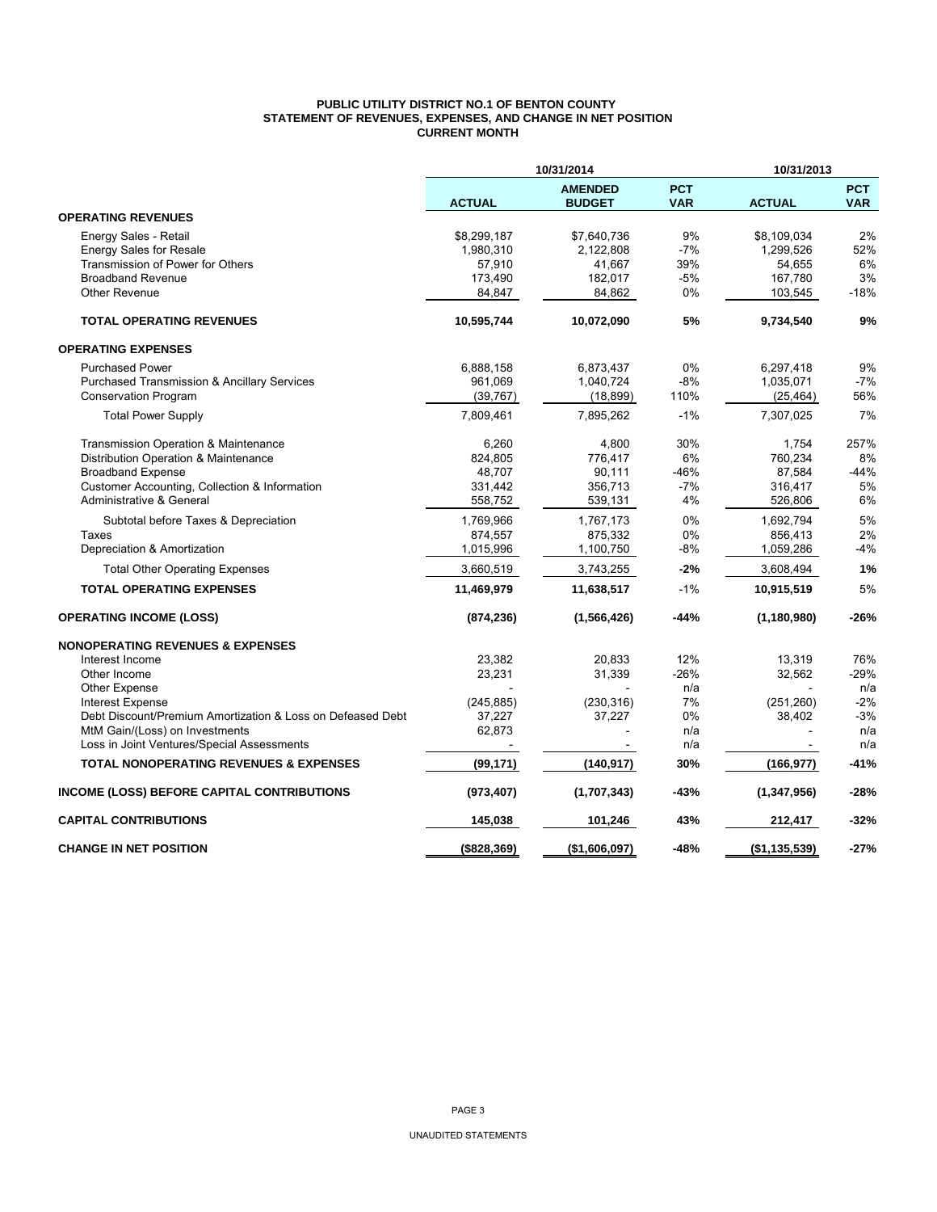# PUBLIC UTILITY DISTRICT NO.1 OF BENTON COUNTY
## STATEMENT OF REVENUES, EXPENSES, AND CHANGE IN NET POSITION
### CURRENT MONTH

| | 10/31/2014 | | | 10/31/2013 | |
|---|---|---|---|---|---|
| | ACTUAL | AMENDED BUDGET | PCT VAR | ACTUAL | PCT VAR |
| **OPERATING REVENUES** | | | | | |
| Energy Sales - Retail | $8,299,187 | $7,640,736 | 9% | $8,109,034 | 2% |
| Energy Sales for Resale | 1,980,310 | 2,122,808 | -7% | 1,299,526 | 52% |
| Transmission of Power for Others | 57,910 | 41,667 | 39% | 54,655 | 6% |
| Broadband Revenue | 173,490 | 182,017 | -5% | 167,780 | 3% |
| Other Revenue | 84,847 | 84,862 | 0% | 103,545 | -18% |
| **TOTAL OPERATING REVENUES** | **10,595,744** | **10,072,090** | **5%** | **9,734,540** | **9%** |
| **OPERATING EXPENSES** | | | | | |
| Purchased Power | 6,888,158 | 6,873,437 | 0% | 6,297,418 | 9% |
| Purchased Transmission & Ancillary Services | 961,069 | 1,040,724 | -8% | 1,035,071 | -7% |
| Conservation Program | (39,767) | (18,899) | 110% | (25,464) | 56% |
| Total Power Supply | 7,809,461 | 7,895,262 | -1% | 7,307,025 | 7% |
| Transmission Operation & Maintenance | 6,260 | 4,800 | 30% | 1,754 | 257% |
| Distribution Operation & Maintenance | 824,805 | 776,417 | 6% | 760,234 | 8% |
| Broadband Expense | 48,707 | 90,111 | -46% | 87,584 | -44% |
| Customer Accounting, Collection & Information | 331,442 | 356,713 | -7% | 316,417 | 5% |
| Administrative & General | 558,752 | 539,131 | 4% | 526,806 | 6% |
| Subtotal before Taxes & Depreciation | 1,769,966 | 1,767,173 | 0% | 1,692,794 | 5% |
| Taxes | 874,557 | 875,332 | 0% | 856,413 | 2% |
| Depreciation & Amortization | 1,015,996 | 1,100,750 | -8% | 1,059,286 | -4% |
| Total Other Operating Expenses | 3,660,519 | 3,743,255 | **-2%** | 3,608,494 | **1%** |
| **TOTAL OPERATING EXPENSES** | **11,469,979** | **11,638,517** | -1% | **10,915,519** | 5% |
| **OPERATING INCOME (LOSS)** | **(874,236)** | **(1,566,426)** | **-44%** | **(1,180,980)** | **-26%** |
| **NONOPERATING REVENUES & EXPENSES** | | | | | |
| Interest Income | 23,382 | 20,833 | 12% | 13,319 | 76% |
| Other Income | 23,231 | 31,339 | -26% | 32,562 | -29% |
| Other Expense | - | - | n/a | - | n/a |
| Interest Expense | (245,885) | (230,316) | 7% | (251,260) | -2% |
| Debt Discount/Premium Amortization & Loss on Defeased Debt | 37,227 | 37,227 | 0% | 38,402 | -3% |
| MtM Gain/(Loss) on Investments | 62,873 | - | n/a | - | n/a |
| Loss in Joint Ventures/Special Assessments | - | - | n/a | - | n/a |
| **TOTAL NONOPERATING REVENUES & EXPENSES** | **(99,171)** | **(140,917)** | **30%** | **(166,977)** | **-41%** |
| **INCOME (LOSS) BEFORE CAPITAL CONTRIBUTIONS** | **(973,407)** | **(1,707,343)** | **-43%** | **(1,347,956)** | **-28%** |
| **CAPITAL CONTRIBUTIONS** | **145,038** | **101,246** | **43%** | **212,417** | **-32%** |
| **CHANGE IN NET POSITION** | **($828,369)** | **($1,606,097)** | **-48%** | **($1,135,539)** | **-27%** |

UNAUDITED STATEMENTS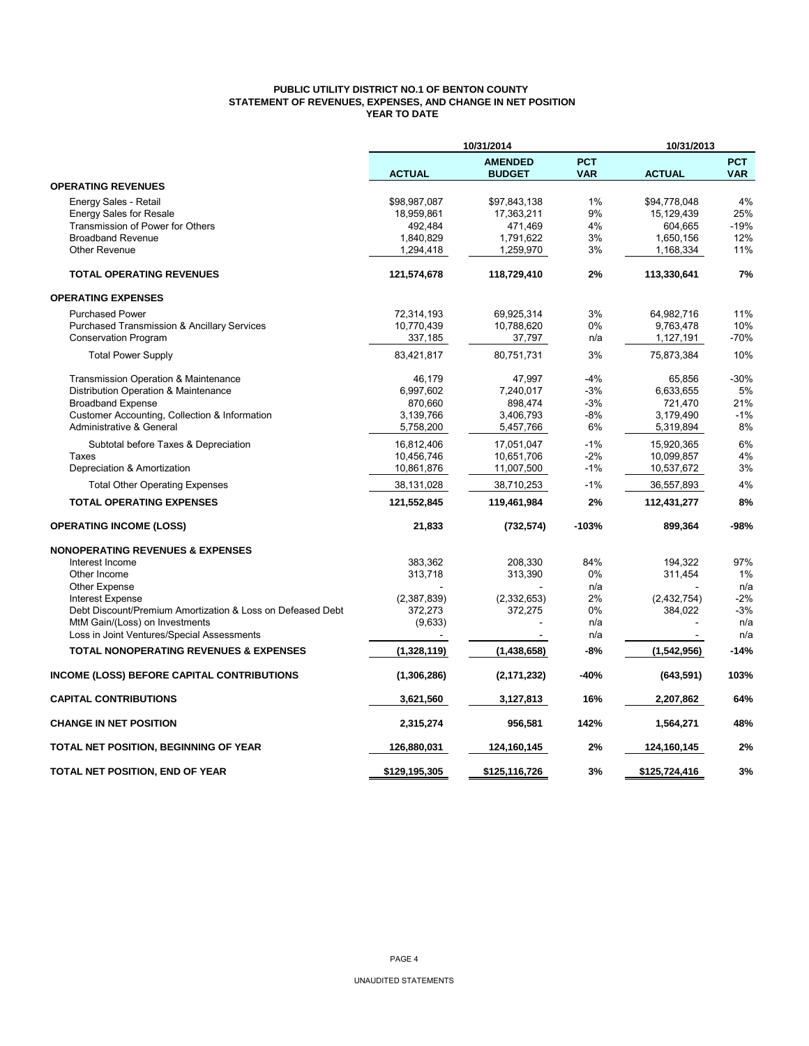# PUBLIC UTILITY DISTRICT NO.1 OF BENTON COUNTY
## STATEMENT OF REVENUES, EXPENSES, AND CHANGE IN NET POSITION
### YEAR TO DATE

| | 10/31/2014 | | | 10/31/2013 | |
|---|---|---|---|---|---|
| | **ACTUAL** | **AMENDED BUDGET** | **PCT VAR** | **ACTUAL** | **PCT VAR** |
| **OPERATING REVENUES** | | | | | |
| Energy Sales - Retail | $98,987,087 | $97,843,138 | 1% | $94,778,048 | 4% |
| Energy Sales for Resale | 18,959,861 | 17,363,211 | 9% | 15,129,439 | 25% |
| Transmission of Power for Others | 492,484 | 471,469 | 4% | 604,665 | -19% |
| Broadband Revenue | 1,840,829 | 1,791,622 | 3% | 1,650,156 | 12% |
| Other Revenue | 1,294,418 | 1,259,970 | 3% | 1,168,334 | 11% |
| **TOTAL OPERATING REVENUES** | **121,574,678** | **118,729,410** | **2%** | **113,330,641** | **7%** |
| **OPERATING EXPENSES** | | | | | |
| Purchased Power | 72,314,193 | 69,925,314 | 3% | 64,982,716 | 11% |
| Purchased Transmission & Ancillary Services | 10,770,439 | 10,788,620 | 0% | 9,763,478 | 10% |
| Conservation Program | 337,185 | 37,797 | n/a | 1,127,191 | -70% |
| Total Power Supply | 83,421,817 | 80,751,731 | 3% | 75,873,384 | 10% |
| Transmission Operation & Maintenance | 46,179 | 47,997 | -4% | 65,856 | -30% |
| Distribution Operation & Maintenance | 6,997,602 | 7,240,017 | -3% | 6,633,655 | 5% |
| Broadband Expense | 870,660 | 898,474 | -3% | 721,470 | 21% |
| Customer Accounting, Collection & Information | 3,139,766 | 3,406,793 | -8% | 3,179,490 | -1% |
| Administrative & General | 5,758,200 | 5,457,766 | 6% | 5,319,894 | 8% |
| Subtotal before Taxes & Depreciation | 16,812,406 | 17,051,047 | -1% | 15,920,365 | 6% |
| Taxes | 10,456,746 | 10,651,706 | -2% | 10,099,857 | 4% |
| Depreciation & Amortization | 10,861,876 | 11,007,500 | -1% | 10,537,672 | 3% |
| Total Other Operating Expenses | 38,131,028 | 38,710,253 | -1% | 36,557,893 | 4% |
| **TOTAL OPERATING EXPENSES** | **121,552,845** | **119,461,984** | **2%** | **112,431,277** | **8%** |
| **OPERATING INCOME (LOSS)** | **21,833** | **(732,574)** | **-103%** | **899,364** | **-98%** |
| **NONOPERATING REVENUES & EXPENSES** | | | | | |
| Interest Income | 383,362 | 208,330 | 84% | 194,322 | 97% |
| Other Income | 313,718 | 313,390 | 0% | 311,454 | 1% |
| Other Expense | - | - | n/a | - | n/a |
| Interest Expense | (2,387,839) | (2,332,653) | 2% | (2,432,754) | -2% |
| Debt Discount/Premium Amortization & Loss on Defeased Debt | 372,273 | 372,275 | 0% | 384,022 | -3% |
| MtM Gain/(Loss) on Investments | (9,633) | - | n/a | - | n/a |
| Loss in Joint Ventures/Special Assessments | - | - | n/a | - | n/a |
| **TOTAL NONOPERATING REVENUES & EXPENSES** | **(1,328,119)** | **(1,438,658)** | **-8%** | **(1,542,956)** | **-14%** |
| **INCOME (LOSS) BEFORE CAPITAL CONTRIBUTIONS** | **(1,306,286)** | **(2,171,232)** | **-40%** | **(643,591)** | **103%** |
| **CAPITAL CONTRIBUTIONS** | **3,621,560** | **3,127,813** | **16%** | **2,207,862** | **64%** |
| **CHANGE IN NET POSITION** | **2,315,274** | **956,581** | **142%** | **1,564,271** | **48%** |
| **TOTAL NET POSITION, BEGINNING OF YEAR** | **126,880,031** | **124,160,145** | **2%** | **124,160,145** | **2%** |
| **TOTAL NET POSITION, END OF YEAR** | **$129,195,305** | **$125,116,726** | **3%** | **$125,724,416** | **3%** |

UNAUDITED STATEMENTS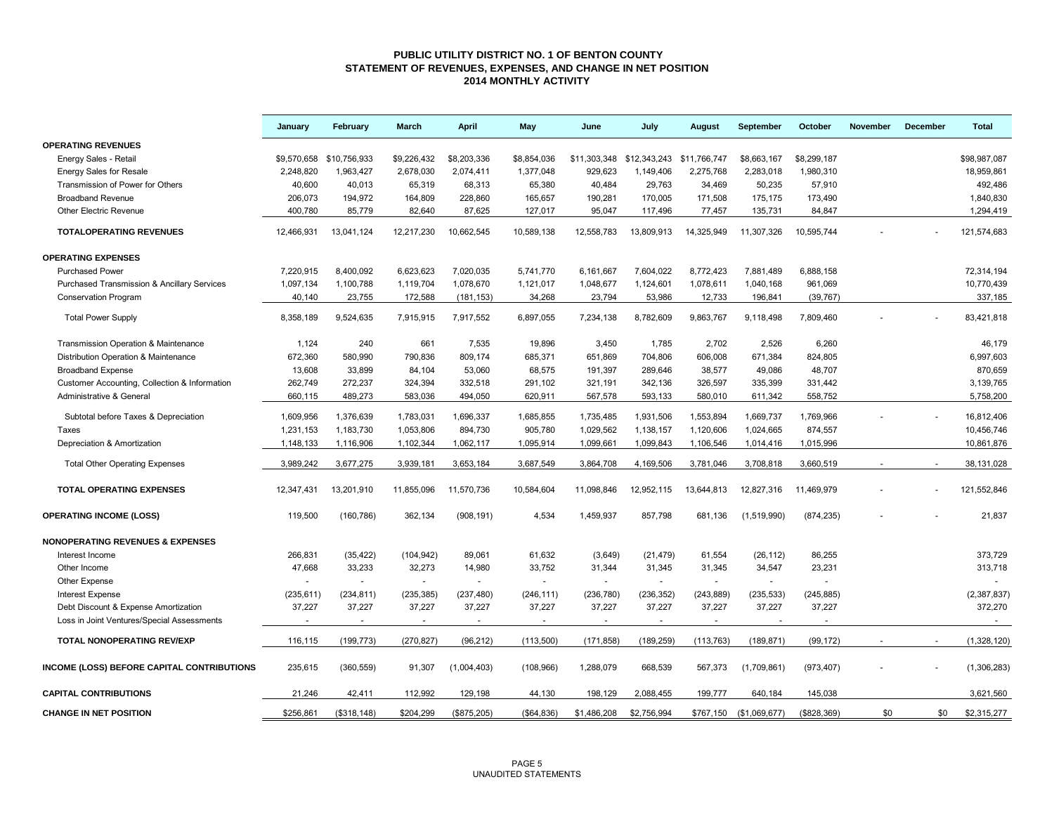# PUBLIC UTILITY DISTRICT NO. 1 OF BENTON COUNTY
## STATEMENT OF REVENUES, EXPENSES, AND CHANGE IN NET POSITION
## 2014 MONTHLY ACTIVITY

| | January | February | March | April | May | June | July | August | September | October | November | December | Total |
|---|---|---|---|---|---|---|---|---|---|---|---|---|---|
| **OPERATING REVENUES** | | | | | | | | | | | | | |
| Energy Sales - Retail | $9,570,658 | $10,756,933 | $9,226,432 | $8,203,336 | $8,854,036 | $11,303,348 | $12,343,243 | $11,766,747 | $8,663,167 | $8,299,187 | | | $98,987,087 |
| Energy Sales for Resale | 2,248,820 | 1,963,427 | 2,678,030 | 2,074,411 | 1,377,048 | 929,623 | 1,149,406 | 2,275,768 | 2,283,018 | 1,980,310 | | | 18,959,861 |
| Transmission of Power for Others | 40,600 | 40,013 | 65,319 | 68,313 | 65,380 | 40,484 | 29,763 | 34,469 | 50,235 | 57,910 | | | 492,486 |
| Broadband Revenue | 206,073 | 194,972 | 164,809 | 228,860 | 165,657 | 190,281 | 170,005 | 171,508 | 175,175 | 173,490 | | | 1,840,830 |
| Other Electric Revenue | 400,780 | 85,779 | 82,640 | 87,625 | 127,017 | 95,047 | 117,496 | 77,457 | 135,731 | 84,847 | | | 1,294,419 |
| **TOTALOPERATING REVENUES** | 12,466,931 | 13,041,124 | 12,217,230 | 10,662,545 | 10,589,138 | 12,558,783 | 13,809,913 | 14,325,949 | 11,307,326 | 10,595,744 | - | - | 121,574,683 |
| **OPERATING EXPENSES** | | | | | | | | | | | | | |
| Purchased Power | 7,220,915 | 8,400,092 | 6,623,623 | 7,020,035 | 5,741,770 | 6,161,667 | 7,604,022 | 8,772,423 | 7,881,489 | 6,888,158 | | | 72,314,194 |
| Purchased Transmission & Ancillary Services | 1,097,134 | 1,100,788 | 1,119,704 | 1,078,670 | 1,121,017 | 1,048,677 | 1,124,601 | 1,078,611 | 1,040,168 | 961,069 | | | 10,770,439 |
| Conservation Program | 40,140 | 23,755 | 172,588 | (181,153) | 34,268 | 23,794 | 53,986 | 12,733 | 196,841 | (39,767) | | | 337,185 |
| Total Power Supply | 8,358,189 | 9,524,635 | 7,915,915 | 7,917,552 | 6,897,055 | 7,234,138 | 8,782,609 | 9,863,767 | 9,118,498 | 7,809,460 | - | - | 83,421,818 |
| Transmission Operation & Maintenance | 1,124 | 240 | 661 | 7,535 | 19,896 | 3,450 | 1,785 | 2,702 | 2,526 | 6,260 | | | 46,179 |
| Distribution Operation & Maintenance | 672,360 | 580,990 | 790,836 | 809,174 | 685,371 | 651,869 | 704,806 | 606,008 | 671,384 | 824,805 | | | 6,997,603 |
| Broadband Expense | 13,608 | 33,899 | 84,104 | 53,060 | 68,575 | 191,397 | 289,646 | 38,577 | 49,086 | 48,707 | | | 870,659 |
| Customer Accounting, Collection & Information | 262,749 | 272,237 | 324,394 | 332,518 | 291,102 | 321,191 | 342,136 | 326,597 | 335,399 | 331,442 | | | 3,139,765 |
| Administrative & General | 660,115 | 489,273 | 583,036 | 494,050 | 620,911 | 567,578 | 593,133 | 580,010 | 611,342 | 558,752 | | | 5,758,200 |
| Subtotal before Taxes & Depreciation | 1,609,956 | 1,376,639 | 1,783,031 | 1,696,337 | 1,685,855 | 1,735,485 | 1,931,506 | 1,553,894 | 1,669,737 | 1,769,966 | - | - | 16,812,406 |
| Taxes | 1,231,153 | 1,183,730 | 1,053,806 | 894,730 | 905,780 | 1,029,562 | 1,138,157 | 1,120,606 | 1,024,665 | 874,557 | | | 10,456,746 |
| Depreciation & Amortization | 1,148,133 | 1,116,906 | 1,102,344 | 1,062,117 | 1,095,914 | 1,099,661 | 1,099,843 | 1,106,546 | 1,014,416 | 1,015,996 | | | 10,861,876 |
| Total Other Operating Expenses | 3,989,242 | 3,677,275 | 3,939,181 | 3,653,184 | 3,687,549 | 3,864,708 | 4,169,506 | 3,781,046 | 3,708,818 | 3,660,519 | - | - | 38,131,028 |
| **TOTAL OPERATING EXPENSES** | 12,347,431 | 13,201,910 | 11,855,096 | 11,570,736 | 10,584,604 | 11,098,846 | 12,952,115 | 13,644,813 | 12,827,316 | 11,469,979 | - | - | 121,552,846 |
| **OPERATING INCOME (LOSS)** | 119,500 | (160,786) | 362,134 | (908,191) | 4,534 | 1,459,937 | 857,798 | 681,136 | (1,519,990) | (874,235) | - | - | 21,837 |
| **NONOPERATING REVENUES & EXPENSES** | | | | | | | | | | | | | |
| Interest Income | 266,831 | (35,422) | (104,942) | 89,061 | 61,632 | (3,649) | (21,479) | 61,554 | (26,112) | 86,255 | | | 373,729 |
| Other Income | 47,668 | 33,233 | 32,273 | 14,980 | 33,752 | 31,344 | 31,345 | 31,345 | 34,547 | 23,231 | | | 313,718 |
| Other Expense | - | - | - | - | - | - | - | - | - | - | | | - |
| Interest Expense | (235,611) | (234,811) | (235,385) | (237,480) | (246,111) | (236,780) | (236,352) | (243,889) | (235,533) | (245,885) | | | (2,387,837) |
| Debt Discount & Expense Amortization | 37,227 | 37,227 | 37,227 | 37,227 | 37,227 | 37,227 | 37,227 | 37,227 | 37,227 | 37,227 | | | 372,270 |
| Loss in Joint Ventures/Special Assessments | - | - | - | - | - | - | - | - | - | - | | | - |
| **TOTAL NONOPERATING REV/EXP** | 116,115 | (199,773) | (270,827) | (96,212) | (113,500) | (171,858) | (189,259) | (113,763) | (189,871) | (99,172) | - | - | (1,328,120) |
| **INCOME (LOSS) BEFORE CAPITAL CONTRIBUTIONS** | 235,615 | (360,559) | 91,307 | (1,004,403) | (108,966) | 1,288,079 | 668,539 | 567,373 | (1,709,861) | (973,407) | - | - | (1,306,283) |
| **CAPITAL CONTRIBUTIONS** | 21,246 | 42,411 | 112,992 | 129,198 | 44,130 | 198,129 | 2,088,455 | 199,777 | 640,184 | 145,038 | | | 3,621,560 |
| **CHANGE IN NET POSITION** | $256,861 | ($318,148) | $204,299 | ($875,205) | ($64,836) | $1,486,208 | $2,756,994 | $767,150 | ($1,069,677) | ($828,369) | $0 | $0 | $2,315,277 |

UNAUDITED STATEMENTS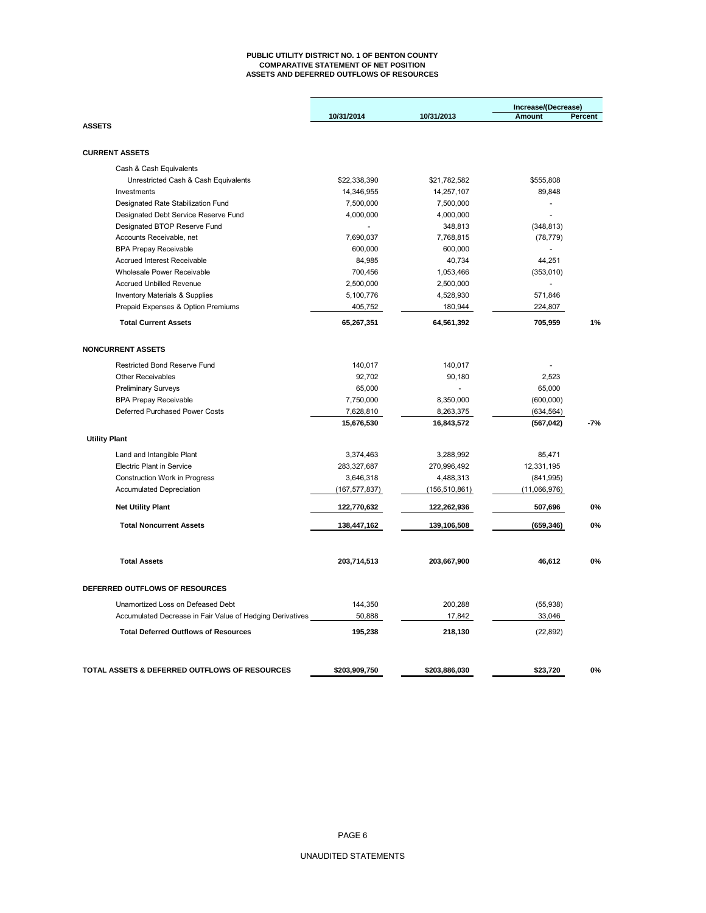# PUBLIC UTILITY DISTRICT NO. 1 OF BENTON COUNTY
## COMPARATIVE STATEMENT OF NET POSITION
## ASSETS AND DEFERRED OUTFLOWS OF RESOURCES

| | 10/31/2014 | 10/31/2013 | Increase/(Decrease) Amount | Percent |
|---|---|---|---|---|
| **ASSETS** | | | | |
| **CURRENT ASSETS** | | | | |
| Cash & Cash Equivalents | | | | |
| Unrestricted Cash & Cash Equivalents | $22,338,390 | $21,782,582 | $555,808 | |
| Investments | 14,346,955 | 14,257,107 | 89,848 | |
| Designated Rate Stabilization Fund | 7,500,000 | 7,500,000 | - | |
| Designated Debt Service Reserve Fund | 4,000,000 | 4,000,000 | - | |
| Designated BTOP Reserve Fund | - | 348,813 | (348,813) | |
| Accounts Receivable, net | 7,690,037 | 7,768,815 | (78,779) | |
| BPA Prepay Receivable | 600,000 | 600,000 | - | |
| Accrued Interest Receivable | 84,985 | 40,734 | 44,251 | |
| Wholesale Power Receivable | 700,456 | 1,053,466 | (353,010) | |
| Accrued Unbilled Revenue | 2,500,000 | 2,500,000 | - | |
| Inventory Materials & Supplies | 5,100,776 | 4,528,930 | 571,846 | |
| Prepaid Expenses & Option Premiums | 405,752 | 180,944 | 224,807 | |
| **Total Current Assets** | **65,267,351** | **64,561,392** | **705,959** | **1%** |
| **NONCURRENT ASSETS** | | | | |
| Restricted Bond Reserve Fund | 140,017 | 140,017 | - | |
| Other Receivables | 92,702 | 90,180 | 2,523 | |
| Preliminary Surveys | 65,000 | - | 65,000 | |
| BPA Prepay Receivable | 7,750,000 | 8,350,000 | (600,000) | |
| Deferred Purchased Power Costs | 7,628,810 | 8,263,375 | (634,564) | |
| | **15,676,530** | **16,843,572** | **(567,042)** | **-7%** |
| **Utility Plant** | | | | |
| Land and Intangible Plant | 3,374,463 | 3,288,992 | 85,471 | |
| Electric Plant in Service | 283,327,687 | 270,996,492 | 12,331,195 | |
| Construction Work in Progress | 3,646,318 | 4,488,313 | (841,995) | |
| Accumulated Depreciation | (167,577,837) | (156,510,861) | (11,066,976) | |
| **Net Utility Plant** | **122,770,632** | **122,262,936** | **507,696** | **0%** |
| **Total Noncurrent Assets** | **138,447,162** | **139,106,508** | **(659,346)** | **0%** |
| **Total Assets** | **203,714,513** | **203,667,900** | **46,612** | **0%** |
| **DEFERRED OUTFLOWS OF RESOURCES** | | | | |
| Unamortized Loss on Defeased Debt | 144,350 | 200,288 | (55,938) | |
| Accumulated Decrease in Fair Value of Hedging Derivatives | 50,888 | 17,842 | 33,046 | |
| **Total Deferred Outflows of Resources** | **195,238** | **218,130** | (22,892) | |
| **TOTAL ASSETS & DEFERRED OUTFLOWS OF RESOURCES** | **$203,909,750** | **$203,886,030** | **$23,720** | **0%** |

UNAUDITED STATEMENTS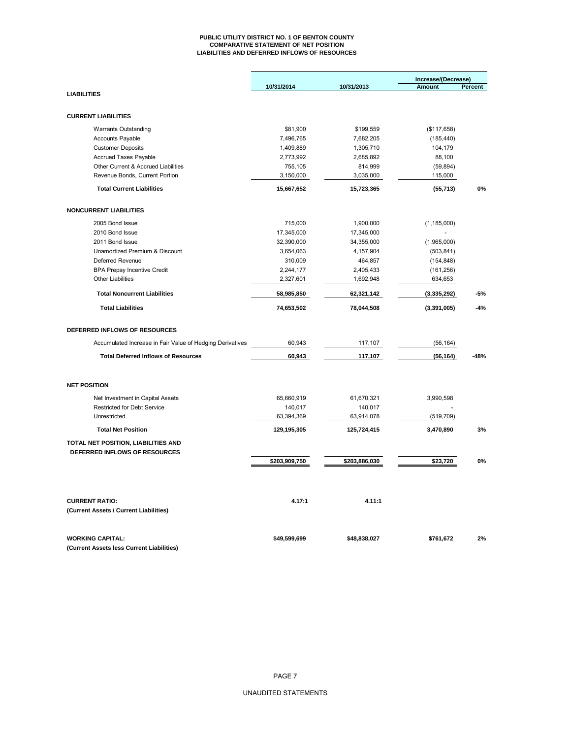**PUBLIC UTILITY DISTRICT NO. 1 OF BENTON COUNTY**
**COMPARATIVE STATEMENT OF NET POSITION**
**LIABILITIES AND DEFERRED INFLOWS OF RESOURCES**

| | 10/31/2014 | 10/31/2013 | Increase/(Decrease) Amount | Percent |
|---|---|---|---|---|
| **LIABILITIES** | | | | |
| **CURRENT LIABILITIES** | | | | |
| Warrants Outstanding | $81,900 | $199,559 | ($117,658) | |
| Accounts Payable | 7,496,765 | 7,682,205 | (185,440) | |
| Customer Deposits | 1,409,889 | 1,305,710 | 104,179 | |
| Accrued Taxes Payable | 2,773,992 | 2,685,892 | 88,100 | |
| Other Current & Accrued Liabilities | 755,105 | 814,999 | (59,894) | |
| Revenue Bonds, Current Portion | 3,150,000 | 3,035,000 | 115,000 | |
| **Total Current Liabilities** | **15,667,652** | **15,723,365** | **(55,713)** | **0%** |
| **NONCURRENT LIABILITIES** | | | | |
| 2005 Bond Issue | 715,000 | 1,900,000 | (1,185,000) | |
| 2010 Bond Issue | 17,345,000 | 17,345,000 | - | |
| 2011 Bond Issue | 32,390,000 | 34,355,000 | (1,965,000) | |
| Unamortized Premium & Discount | 3,654,063 | 4,157,904 | (503,841) | |
| Deferred Revenue | 310,009 | 464,857 | (154,848) | |
| BPA Prepay Incentive Credit | 2,244,177 | 2,405,433 | (161,256) | |
| Other Liabilities | 2,327,601 | 1,692,948 | 634,653 | |
| **Total Noncurrent Liabilities** | **58,985,850** | **62,321,142** | **(3,335,292)** | **-5%** |
| **Total Liabilities** | **74,653,502** | **78,044,508** | **(3,391,005)** | **-4%** |
| **DEFERRED INFLOWS OF RESOURCES** | | | | |
| Accumulated Increase in Fair Value of Hedging Derivatives | 60,943 | 117,107 | (56,164) | |
| **Total Deferred Inflows of Resources** | **60,943** | **117,107** | **(56,164)** | **-48%** |
| **NET POSITION** | | | | |
| Net Investment in Capital Assets | 65,660,919 | 61,670,321 | 3,990,598 | |
| Restricted for Debt Service | 140,017 | 140,017 | - | |
| Unrestricted | 63,394,369 | 63,914,078 | (519,709) | |
| **Total Net Position** | **129,195,305** | **125,724,415** | **3,470,890** | **3%** |
| **TOTAL NET POSITION, LIABILITIES AND DEFERRED INFLOWS OF RESOURCES** | **$203,909,750** | **$203,886,030** | **$23,720** | **0%** |
| **CURRENT RATIO:** **(Current Assets / Current Liabilities)** | **4.17:1** | **4.11:1** | | |
| **WORKING CAPITAL:** **(Current Assets less Current Liabilities)** | **$49,599,699** | **$48,838,027** | **$761,672** | **2%** |

UNAUDITED STATEMENTS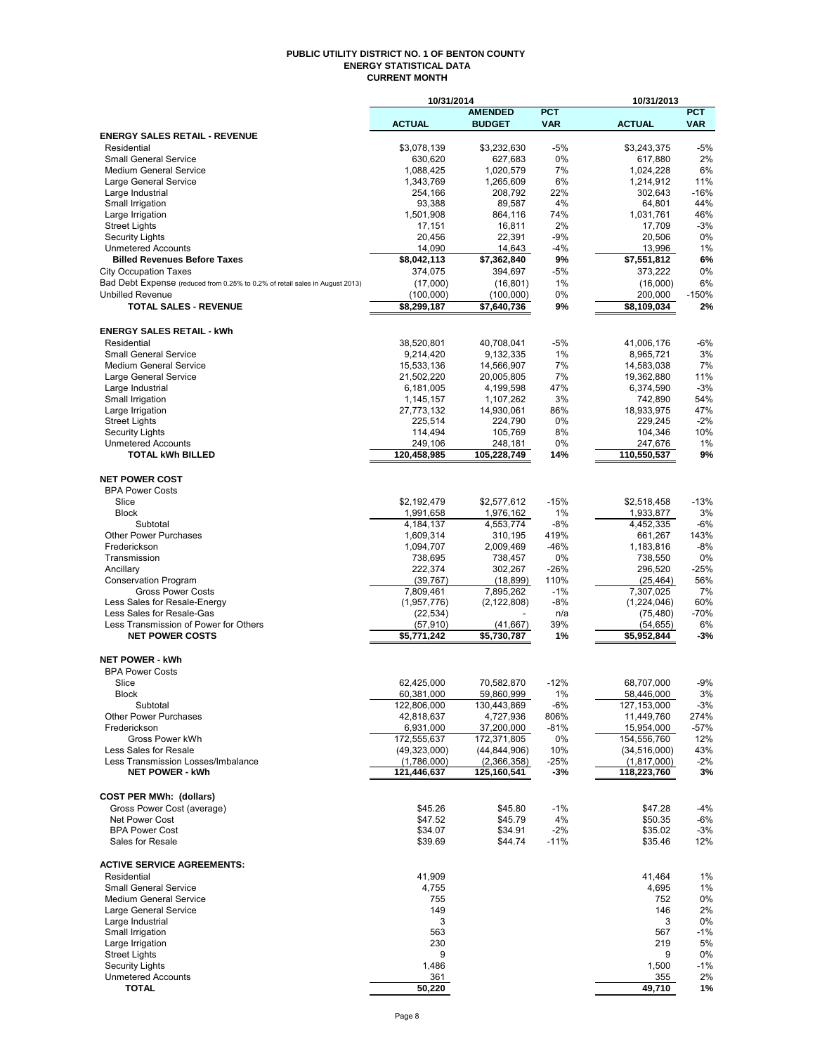**PUBLIC UTILITY DISTRICT NO. 1 OF BENTON COUNTY**
**ENERGY STATISTICAL DATA**
**CURRENT MONTH**

| | 10/31/2014 | | | 10/31/2013 | |
|---|---|---|---|---|---|
| | ACTUAL | AMENDED BUDGET | PCT VAR | ACTUAL | PCT VAR |
| **ENERGY SALES RETAIL - REVENUE** | | | | | |
| Residential | $3,078,139 | $3,232,630 | -5% | $3,243,375 | -5% |
| Small General Service | 630,620 | 627,683 | 0% | 617,880 | 2% |
| Medium General Service | 1,088,425 | 1,020,579 | 7% | 1,024,228 | 6% |
| Large General Service | 1,343,769 | 1,265,609 | 6% | 1,214,912 | 11% |
| Large Industrial | 254,166 | 208,792 | 22% | 302,643 | -16% |
| Small Irrigation | 93,388 | 89,587 | 4% | 64,801 | 44% |
| Large Irrigation | 1,501,908 | 864,116 | 74% | 1,031,761 | 46% |
| Street Lights | 17,151 | 16,811 | 2% | 17,709 | -3% |
| Security Lights | 20,456 | 22,391 | -9% | 20,506 | 0% |
| Unmetered Accounts | 14,090 | 14,643 | -4% | 13,996 | 1% |
| **Billed Revenues Before Taxes** | **$8,042,113** | **$7,362,840** | **9%** | **$7,551,812** | **6%** |
| City Occupation Taxes | 374,075 | 394,697 | -5% | 373,222 | 0% |
| Bad Debt Expense (reduced from 0.25% to 0.2% of retail sales in August 2013) | (17,000) | (16,801) | 1% | (16,000) | 6% |
| Unbilled Revenue | (100,000) | (100,000) | 0% | 200,000 | -150% |
| **TOTAL SALES - REVENUE** | **$8,299,187** | **$7,640,736** | **9%** | **$8,109,034** | **2%** |
| | | | | | |
| **ENERGY SALES RETAIL - kWh** | | | | | |
| Residential | 38,520,801 | 40,708,041 | -5% | 41,006,176 | -6% |
| Small General Service | 9,214,420 | 9,132,335 | 1% | 8,965,721 | 3% |
| Medium General Service | 15,533,136 | 14,566,907 | 7% | 14,583,038 | 7% |
| Large General Service | 21,502,220 | 20,005,805 | 7% | 19,362,880 | 11% |
| Large Industrial | 6,181,005 | 4,199,598 | 47% | 6,374,590 | -3% |
| Small Irrigation | 1,145,157 | 1,107,262 | 3% | 742,890 | 54% |
| Large Irrigation | 27,773,132 | 14,930,061 | 86% | 18,933,975 | 47% |
| Street Lights | 225,514 | 224,790 | 0% | 229,245 | -2% |
| Security Lights | 114,494 | 105,769 | 8% | 104,346 | 10% |
| Unmetered Accounts | 249,106 | 248,181 | 0% | 247,676 | 1% |
| **TOTAL kWh BILLED** | **120,458,985** | **105,228,749** | **14%** | **110,550,537** | **9%** |
| | | | | | |
| **NET POWER COST** | | | | | |
| BPA Power Costs | | | | | |
| Slice | $2,192,479 | $2,577,612 | -15% | $2,518,458 | -13% |
| Block | 1,991,658 | 1,976,162 | 1% | 1,933,877 | 3% |
| Subtotal | 4,184,137 | 4,553,774 | -8% | 4,452,335 | -6% |
| Other Power Purchases | 1,609,314 | 310,195 | 419% | 661,267 | 143% |
| Frederickson | 1,094,707 | 2,009,469 | -46% | 1,183,816 | -8% |
| Transmission | 738,695 | 738,457 | 0% | 738,550 | 0% |
| Ancillary | 222,374 | 302,267 | -26% | 296,520 | -25% |
| Conservation Program | (39,767) | (18,899) | 110% | (25,464) | 56% |
| Gross Power Costs | 7,809,461 | 7,895,262 | -1% | 7,307,025 | 7% |
| Less Sales for Resale-Energy | (1,957,776) | (2,122,808) | -8% | (1,224,046) | 60% |
| Less Sales for Resale-Gas | (22,534) | - | n/a | (75,480) | -70% |
| Less Transmission of Power for Others | (57,910) | (41,667) | 39% | (54,655) | 6% |
| **NET POWER COSTS** | **$5,771,242** | **$5,730,787** | **1%** | **$5,952,844** | **-3%** |
| | | | | | |
| **NET POWER - kWh** | | | | | |
| BPA Power Costs | | | | | |
| Slice | 62,425,000 | 70,582,870 | -12% | 68,707,000 | -9% |
| Block | 60,381,000 | 59,860,999 | 1% | 58,446,000 | 3% |
| Subtotal | 122,806,000 | 130,443,869 | -6% | 127,153,000 | -3% |
| Other Power Purchases | 42,818,637 | 4,727,936 | 806% | 11,449,760 | 274% |
| Frederickson | 6,931,000 | 37,200,000 | -81% | 15,954,000 | -57% |
| Gross Power kWh | 172,555,637 | 172,371,805 | 0% | 154,556,760 | 12% |
| Less Sales for Resale | (49,323,000) | (44,844,906) | 10% | (34,516,000) | 43% |
| Less Transmission Losses/Imbalance | (1,786,000) | (2,366,358) | -25% | (1,817,000) | -2% |
| **NET POWER - kWh** | **121,446,637** | **125,160,541** | **-3%** | **118,223,760** | **3%** |
| | | | | | |
| **COST PER MWh: (dollars)** | | | | | |
| Gross Power Cost (average) | $45.26 | $45.80 | -1% | $47.28 | -4% |
| Net Power Cost | $47.52 | $45.79 | 4% | $50.35 | -6% |
| BPA Power Cost | $34.07 | $34.91 | -2% | $35.02 | -3% |
| Sales for Resale | $39.69 | $44.74 | -11% | $35.46 | 12% |
| | | | | | |
| **ACTIVE SERVICE AGREEMENTS:** | | | | | |
| Residential | 41,909 | | | 41,464 | 1% |
| Small General Service | 4,755 | | | 4,695 | 1% |
| Medium General Service | 755 | | | 752 | 0% |
| Large General Service | 149 | | | 146 | 2% |
| Large Industrial | 3 | | | 3 | 0% |
| Small Irrigation | 563 | | | 567 | -1% |
| Large Irrigation | 230 | | | 219 | 5% |
| Street Lights | 9 | | | 9 | 0% |
| Security Lights | 1,486 | | | 1,500 | -1% |
| Unmetered Accounts | 361 | | | 355 | 2% |
| **TOTAL** | **50,220** | | | **49,710** | **1%** |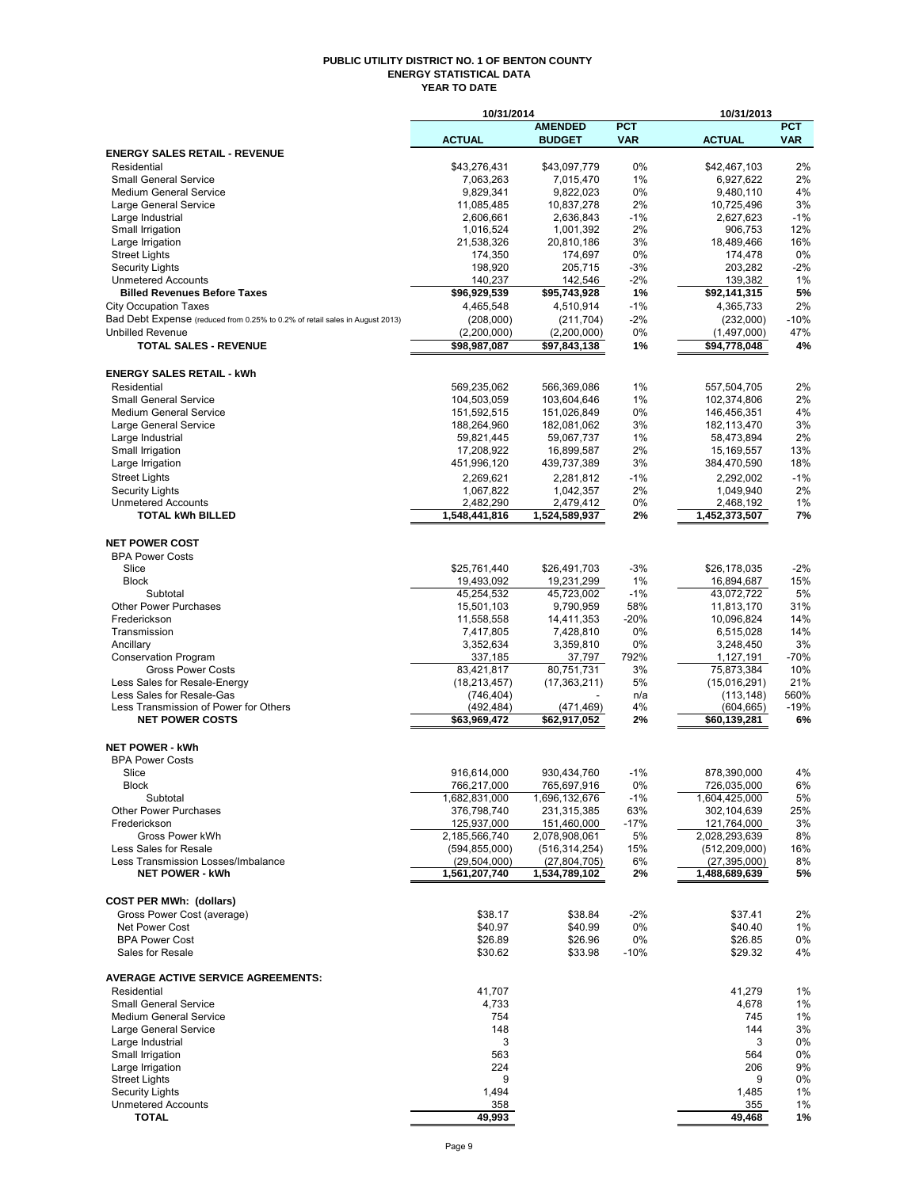# PUBLIC UTILITY DISTRICT NO. 1 OF BENTON COUNTY
## ENERGY STATISTICAL DATA
## YEAR TO DATE

| | 10/31/2014 | | | 10/31/2013 | |
|---|---|---|---|---|---|
| | ACTUAL | AMENDED BUDGET | PCT VAR | ACTUAL | PCT VAR |
| **ENERGY SALES RETAIL - REVENUE** | | | | | |
| Residential | $43,276,431 | $43,097,779 | 0% | $42,467,103 | 2% |
| Small General Service | 7,063,263 | 7,015,470 | 1% | 6,927,622 | 2% |
| Medium General Service | 9,829,341 | 9,822,023 | 0% | 9,480,110 | 4% |
| Large General Service | 11,085,485 | 10,837,278 | 2% | 10,725,496 | 3% |
| Large Industrial | 2,606,661 | 2,636,843 | -1% | 2,627,623 | -1% |
| Small Irrigation | 1,016,524 | 1,001,392 | 2% | 906,753 | 12% |
| Large Irrigation | 21,538,326 | 20,810,186 | 3% | 18,489,466 | 16% |
| Street Lights | 174,350 | 174,697 | 0% | 174,478 | 0% |
| Security Lights | 198,920 | 205,715 | -3% | 203,282 | -2% |
| Unmetered Accounts | 140,237 | 142,546 | -2% | 139,382 | 1% |
| **Billed Revenues Before Taxes** | **$96,929,539** | **$95,743,928** | **1%** | **$92,141,315** | **5%** |
| City Occupation Taxes | 4,465,548 | 4,510,914 | -1% | 4,365,733 | 2% |
| Bad Debt Expense (reduced from 0.25% to 0.2% of retail sales in August 2013) | (208,000) | (211,704) | -2% | (232,000) | -10% |
| Unbilled Revenue | (2,200,000) | (2,200,000) | 0% | (1,497,000) | 47% |
| **TOTAL SALES - REVENUE** | **$98,987,087** | **$97,843,138** | **1%** | **$94,778,048** | **4%** |
| **ENERGY SALES RETAIL - kWh** | | | | | |
| Residential | 569,235,062 | 566,369,086 | 1% | 557,504,705 | 2% |
| Small General Service | 104,503,059 | 103,604,646 | 1% | 102,374,806 | 2% |
| Medium General Service | 151,592,515 | 151,026,849 | 0% | 146,456,351 | 4% |
| Large General Service | 188,264,960 | 182,081,062 | 3% | 182,113,470 | 3% |
| Large Industrial | 59,821,445 | 59,067,737 | 1% | 58,473,894 | 2% |
| Small Irrigation | 17,208,922 | 16,899,587 | 2% | 15,169,557 | 13% |
| Large Irrigation | 451,996,120 | 439,737,389 | 3% | 384,470,590 | 18% |
| Street Lights | 2,269,621 | 2,281,812 | -1% | 2,292,002 | -1% |
| Security Lights | 1,067,822 | 1,042,357 | 2% | 1,049,940 | 2% |
| Unmetered Accounts | 2,482,290 | 2,479,412 | 0% | 2,468,192 | 1% |
| **TOTAL kWh BILLED** | **1,548,441,816** | **1,524,589,937** | **2%** | **1,452,373,507** | **7%** |
| **NET POWER COST** | | | | | |
| BPA Power Costs | | | | | |
| Slice | $25,761,440 | $26,491,703 | -3% | $26,178,035 | -2% |
| Block | 19,493,092 | 19,231,299 | 1% | 16,894,687 | 15% |
| Subtotal | 45,254,532 | 45,723,002 | -1% | 43,072,722 | 5% |
| Other Power Purchases | 15,501,103 | 9,790,959 | 58% | 11,813,170 | 31% |
| Frederickson | 11,558,558 | 14,411,353 | -20% | 10,096,824 | 14% |
| Transmission | 7,417,805 | 7,428,810 | 0% | 6,515,028 | 14% |
| Ancillary | 3,352,634 | 3,359,810 | 0% | 3,248,450 | 3% |
| Conservation Program | 337,185 | 37,797 | 792% | 1,127,191 | -70% |
| Gross Power Costs | 83,421,817 | 80,751,731 | 3% | 75,873,384 | 10% |
| Less Sales for Resale-Energy | (18,213,457) | (17,363,211) | 5% | (15,016,291) | 21% |
| Less Sales for Resale-Gas | (746,404) | - | n/a | (113,148) | 560% |
| Less Transmission of Power for Others | (492,484) | (471,469) | 4% | (604,665) | -19% |
| **NET POWER COSTS** | **$63,969,472** | **$62,917,052** | **2%** | **$60,139,281** | **6%** |
| **NET POWER - kWh** | | | | | |
| BPA Power Costs | | | | | |
| Slice | 916,614,000 | 930,434,760 | -1% | 878,390,000 | 4% |
| Block | 766,217,000 | 765,697,916 | 0% | 726,035,000 | 6% |
| Subtotal | 1,682,831,000 | 1,696,132,676 | -1% | 1,604,425,000 | 5% |
| Other Power Purchases | 376,798,740 | 231,315,385 | 63% | 302,104,639 | 25% |
| Frederickson | 125,937,000 | 151,460,000 | -17% | 121,764,000 | 3% |
| Gross Power kWh | 2,185,566,740 | 2,078,908,061 | 5% | 2,028,293,639 | 8% |
| Less Sales for Resale | (594,855,000) | (516,314,254) | 15% | (512,209,000) | 16% |
| Less Transmission Losses/Imbalance | (29,504,000) | (27,804,705) | 6% | (27,395,000) | 8% |
| **NET POWER - kWh** | **1,561,207,740** | **1,534,789,102** | **2%** | **1,488,689,639** | **5%** |
| **COST PER MWh: (dollars)** | | | | | |
| Gross Power Cost (average) | $38.17 | $38.84 | -2% | $37.41 | 2% |
| Net Power Cost | $40.97 | $40.99 | 0% | $40.40 | 1% |
| BPA Power Cost | $26.89 | $26.96 | 0% | $26.85 | 0% |
| Sales for Resale | $30.62 | $33.98 | -10% | $29.32 | 4% |
| **AVERAGE ACTIVE SERVICE AGREEMENTS:** | | | | | |
| Residential | 41,707 | | | 41,279 | 1% |
| Small General Service | 4,733 | | | 4,678 | 1% |
| Medium General Service | 754 | | | 745 | 1% |
| Large General Service | 148 | | | 144 | 3% |
| Large Industrial | 3 | | | 3 | 0% |
| Small Irrigation | 563 | | | 564 | 0% |
| Large Irrigation | 224 | | | 206 | 9% |
| Street Lights | 9 | | | 9 | 0% |
| Security Lights | 1,494 | | | 1,485 | 1% |
| Unmetered Accounts | 358 | | | 355 | 1% |
| **TOTAL** | **49,993** | | | **49,468** | **1%** |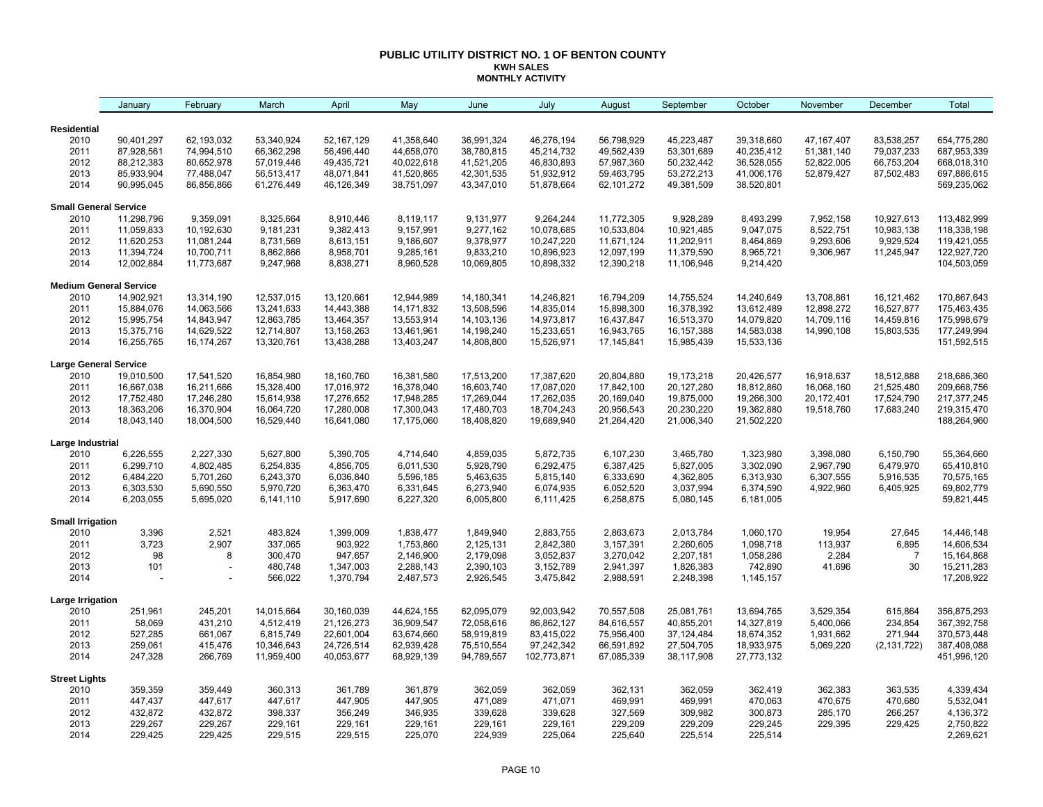# PUBLIC UTILITY DISTRICT NO. 1 OF BENTON COUNTY
## KWH SALES
### MONTHLY ACTIVITY

| | January | February | March | April | May | June | July | August | September | October | November | December | Total |
|---|---|---|---|---|---|---|---|---|---|---|---|---|---|
| **Residential** | | | | | | | | | | | | | |
| 2010 | 90,401,297 | 62,193,032 | 53,340,924 | 52,167,129 | 41,358,640 | 36,991,324 | 46,276,194 | 56,798,929 | 45,223,487 | 39,318,660 | 47,167,407 | 83,538,257 | 654,775,280 |
| 2011 | 87,928,561 | 74,994,510 | 66,362,298 | 56,496,440 | 44,658,070 | 38,780,815 | 45,214,732 | 49,562,439 | 53,301,689 | 40,235,412 | 51,381,140 | 79,037,233 | 687,953,339 |
| 2012 | 88,212,383 | 80,652,978 | 57,019,446 | 49,435,721 | 40,022,618 | 41,521,205 | 46,830,893 | 57,987,360 | 50,232,442 | 36,528,055 | 52,822,005 | 66,753,204 | 668,018,310 |
| 2013 | 85,933,904 | 77,488,047 | 56,513,417 | 48,071,841 | 41,520,865 | 42,301,535 | 51,932,912 | 59,463,795 | 53,272,213 | 41,006,176 | 52,879,427 | 87,502,483 | 697,886,615 |
| 2014 | 90,995,045 | 86,856,866 | 61,276,449 | 46,126,349 | 38,751,097 | 43,347,010 | 51,878,664 | 62,101,272 | 49,381,509 | 38,520,801 | | | 569,235,062 |
| **Small General Service** | | | | | | | | | | | | | |
| 2010 | 11,298,796 | 9,359,091 | 8,325,664 | 8,910,446 | 8,119,117 | 9,131,977 | 9,264,244 | 11,772,305 | 9,928,289 | 8,493,299 | 7,952,158 | 10,927,613 | 113,482,999 |
| 2011 | 11,059,833 | 10,192,630 | 9,181,231 | 9,382,413 | 9,157,991 | 9,277,162 | 10,078,685 | 10,533,804 | 10,921,485 | 9,047,075 | 8,522,751 | 10,983,138 | 118,338,198 |
| 2012 | 11,620,253 | 11,081,244 | 8,731,569 | 8,613,151 | 9,186,607 | 9,378,977 | 10,247,220 | 11,671,124 | 11,202,911 | 8,464,869 | 9,293,606 | 9,929,524 | 119,421,055 |
| 2013 | 11,394,724 | 10,700,711 | 8,862,866 | 8,958,701 | 9,285,161 | 9,833,210 | 10,896,923 | 12,097,199 | 11,379,590 | 8,965,721 | 9,306,967 | 11,245,947 | 122,927,720 |
| 2014 | 12,002,884 | 11,773,687 | 9,247,968 | 8,838,271 | 8,960,528 | 10,069,805 | 10,898,332 | 12,390,218 | 11,106,946 | 9,214,420 | | | 104,503,059 |
| **Medium General Service** | | | | | | | | | | | | | |
| 2010 | 14,902,921 | 13,314,190 | 12,537,015 | 13,120,661 | 12,944,989 | 14,180,341 | 14,246,821 | 16,794,209 | 14,755,524 | 14,240,649 | 13,708,861 | 16,121,462 | 170,867,643 |
| 2011 | 15,884,076 | 14,063,566 | 13,241,633 | 14,443,388 | 14,171,832 | 13,508,596 | 14,835,014 | 15,898,300 | 16,378,392 | 13,612,489 | 12,898,272 | 16,527,877 | 175,463,435 |
| 2012 | 15,995,754 | 14,843,947 | 12,863,785 | 13,464,357 | 13,553,914 | 14,103,136 | 14,973,817 | 16,437,847 | 16,513,370 | 14,079,820 | 14,709,116 | 14,459,816 | 175,998,679 |
| 2013 | 15,375,716 | 14,629,522 | 12,714,807 | 13,158,263 | 13,461,961 | 14,198,240 | 15,233,651 | 16,943,765 | 16,157,388 | 14,583,038 | 14,990,108 | 15,803,535 | 177,249,994 |
| 2014 | 16,255,765 | 16,174,267 | 13,320,761 | 13,438,288 | 13,403,247 | 14,808,800 | 15,526,971 | 17,145,841 | 15,985,439 | 15,533,136 | | | 151,592,515 |
| **Large General Service** | | | | | | | | | | | | | |
| 2010 | 19,010,500 | 17,541,520 | 16,854,980 | 18,160,760 | 16,381,580 | 17,513,200 | 17,387,620 | 20,804,880 | 19,173,218 | 20,426,577 | 16,918,637 | 18,512,888 | 218,686,360 |
| 2011 | 16,667,038 | 16,211,666 | 15,328,400 | 17,016,972 | 16,378,040 | 16,603,740 | 17,087,020 | 17,842,100 | 20,127,280 | 18,812,860 | 16,068,160 | 21,525,480 | 209,668,756 |
| 2012 | 17,752,480 | 17,246,280 | 15,614,938 | 17,276,652 | 17,948,285 | 17,269,044 | 17,262,035 | 20,169,040 | 19,875,000 | 19,266,300 | 20,172,401 | 17,524,790 | 217,377,245 |
| 2013 | 18,363,206 | 16,370,904 | 16,064,720 | 17,280,008 | 17,300,043 | 17,480,703 | 18,704,243 | 20,956,543 | 20,230,220 | 19,362,880 | 19,518,760 | 17,683,240 | 219,315,470 |
| 2014 | 18,043,140 | 18,004,500 | 16,529,440 | 16,641,080 | 17,175,060 | 18,408,820 | 19,689,940 | 21,264,420 | 21,006,340 | 21,502,220 | | | 188,264,960 |
| **Large Industrial** | | | | | | | | | | | | | |
| 2010 | 6,226,555 | 2,227,330 | 5,627,800 | 5,390,705 | 4,714,640 | 4,859,035 | 5,872,735 | 6,107,230 | 3,465,780 | 1,323,980 | 3,398,080 | 6,150,790 | 55,364,660 |
| 2011 | 6,299,710 | 4,802,485 | 6,254,835 | 4,856,705 | 6,011,530 | 5,928,790 | 6,292,475 | 6,387,425 | 5,827,005 | 3,302,090 | 2,967,790 | 6,479,970 | 65,410,810 |
| 2012 | 6,484,220 | 5,701,260 | 6,243,370 | 6,036,840 | 5,596,185 | 5,463,635 | 5,815,140 | 6,333,690 | 4,362,805 | 6,313,930 | 6,307,555 | 5,916,535 | 70,575,165 |
| 2013 | 6,303,530 | 5,690,550 | 5,970,720 | 6,363,470 | 6,331,645 | 6,273,940 | 6,074,935 | 6,052,520 | 3,037,994 | 6,374,590 | 4,922,960 | 6,405,925 | 69,802,779 |
| 2014 | 6,203,055 | 5,695,020 | 6,141,110 | 5,917,690 | 6,227,320 | 6,005,800 | 6,111,425 | 6,258,875 | 5,080,145 | 6,181,005 | | | 59,821,445 |
| **Small Irrigation** | | | | | | | | | | | | | |
| 2010 | 3,396 | 2,521 | 483,824 | 1,399,009 | 1,838,477 | 1,849,940 | 2,883,755 | 2,863,673 | 2,013,784 | 1,060,170 | 19,954 | 27,645 | 14,446,148 |
| 2011 | 3,723 | 2,907 | 337,065 | 903,922 | 1,753,860 | 2,125,131 | 2,842,380 | 3,157,391 | 2,260,605 | 1,098,718 | 113,937 | 6,895 | 14,606,534 |
| 2012 | 98 | 8 | 300,470 | 947,657 | 2,146,900 | 2,179,098 | 3,052,837 | 3,270,042 | 2,207,181 | 1,058,286 | 2,284 | 7 | 15,164,868 |
| 2013 | 101 | - | 480,748 | 1,347,003 | 2,288,143 | 2,390,103 | 3,152,789 | 2,941,397 | 1,826,383 | 742,890 | 41,696 | 30 | 15,211,283 |
| 2014 | - | - | 566,022 | 1,370,794 | 2,487,573 | 2,926,545 | 3,475,842 | 2,988,591 | 2,248,398 | 1,145,157 | | | 17,208,922 |
| **Large Irrigation** | | | | | | | | | | | | | |
| 2010 | 251,961 | 245,201 | 14,015,664 | 30,160,039 | 44,624,155 | 62,095,079 | 92,003,942 | 70,557,508 | 25,081,761 | 13,694,765 | 3,529,354 | 615,864 | 356,875,293 |
| 2011 | 58,069 | 431,210 | 4,512,419 | 21,126,273 | 36,909,547 | 72,058,616 | 86,862,127 | 84,616,557 | 40,855,201 | 14,327,819 | 5,400,066 | 234,854 | 367,392,758 |
| 2012 | 527,285 | 661,067 | 6,815,749 | 22,601,004 | 63,674,660 | 58,919,819 | 83,415,022 | 75,956,400 | 37,124,484 | 18,674,352 | 1,931,662 | 271,944 | 370,573,448 |
| 2013 | 259,061 | 415,476 | 10,346,643 | 24,726,514 | 62,939,428 | 75,510,554 | 97,242,342 | 66,591,892 | 27,504,705 | 18,933,975 | 5,069,220 | (2,131,722) | 387,408,088 |
| 2014 | 247,328 | 266,769 | 11,959,400 | 40,053,677 | 68,929,139 | 94,789,557 | 102,773,871 | 67,085,339 | 38,117,908 | 27,773,132 | | | 451,996,120 |
| **Street Lights** | | | | | | | | | | | | | |
| 2010 | 359,359 | 359,449 | 360,313 | 361,789 | 361,879 | 362,059 | 362,059 | 362,131 | 362,059 | 362,419 | 362,383 | 363,535 | 4,339,434 |
| 2011 | 447,437 | 447,617 | 447,617 | 447,905 | 447,905 | 471,089 | 471,071 | 469,991 | 469,991 | 470,063 | 470,675 | 470,680 | 5,532,041 |
| 2012 | 432,872 | 432,872 | 398,337 | 356,249 | 346,935 | 339,628 | 339,628 | 327,569 | 309,982 | 300,873 | 285,170 | 266,257 | 4,136,372 |
| 2013 | 229,267 | 229,267 | 229,161 | 229,161 | 229,161 | 229,161 | 229,161 | 229,209 | 229,209 | 229,245 | 229,395 | 229,425 | 2,750,822 |
| 2014 | 229,425 | 229,425 | 229,515 | 229,515 | 225,070 | 224,939 | 225,064 | 225,640 | 225,514 | 225,514 | | | 2,269,621 |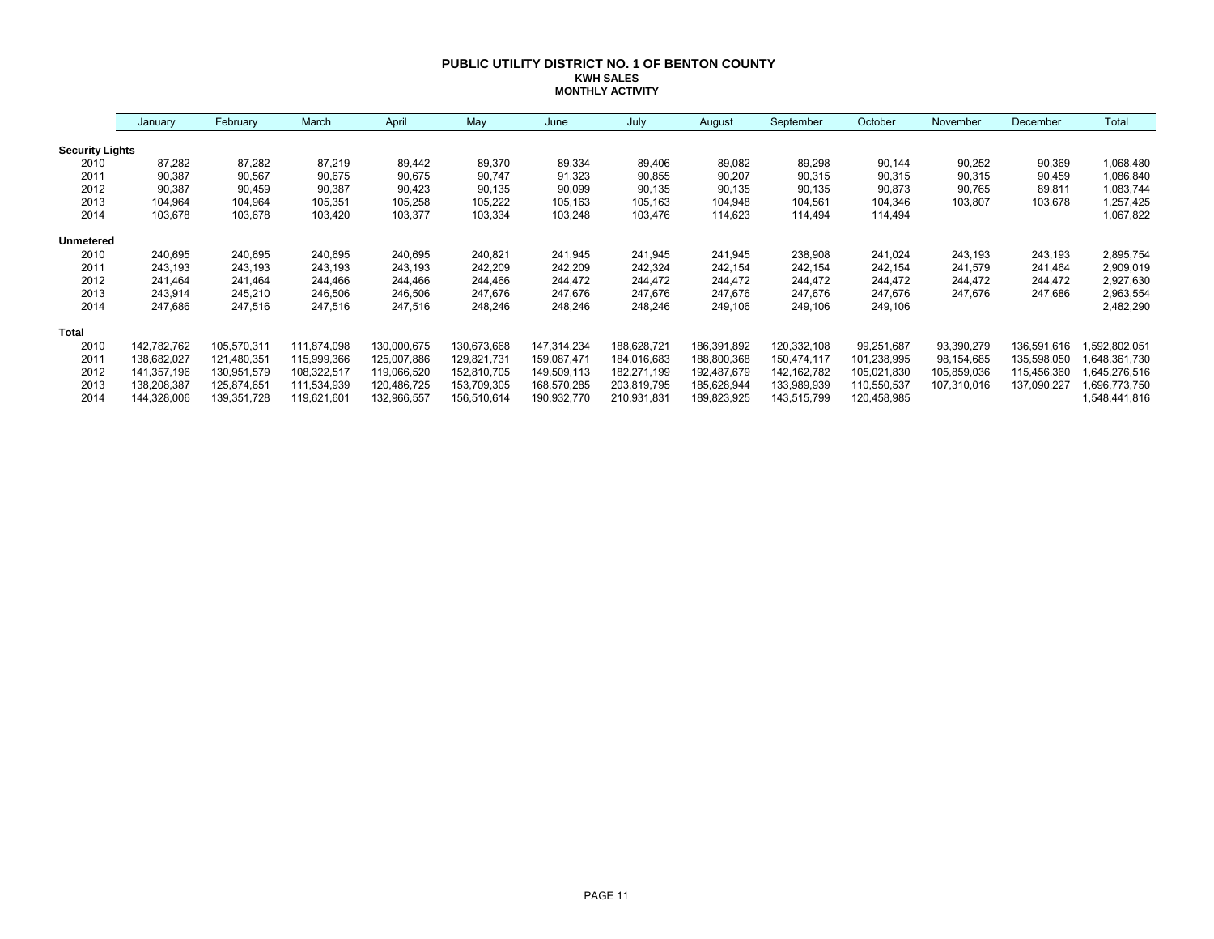# PUBLIC UTILITY DISTRICT NO. 1 OF BENTON COUNTY

## KWH SALES

## MONTHLY ACTIVITY

| | January | February | March | April | May | June | July | August | September | October | November | December | Total |
|---|---|---|---|---|---|---|---|---|---|---|---|---|---|
| **Security Lights** | | | | | | | | | | | | | |
| 2010 | 87,282 | 87,282 | 87,219 | 89,442 | 89,370 | 89,334 | 89,406 | 89,082 | 89,298 | 90,144 | 90,252 | 90,369 | 1,068,480 |
| 2011 | 90,387 | 90,567 | 90,675 | 90,675 | 90,747 | 91,323 | 90,855 | 90,207 | 90,315 | 90,315 | 90,315 | 90,459 | 1,086,840 |
| 2012 | 90,387 | 90,459 | 90,387 | 90,423 | 90,135 | 90,099 | 90,135 | 90,135 | 90,135 | 90,873 | 90,765 | 89,811 | 1,083,744 |
| 2013 | 104,964 | 104,964 | 105,351 | 105,258 | 105,222 | 105,163 | 105,163 | 104,948 | 104,561 | 104,346 | 103,807 | 103,678 | 1,257,425 |
| 2014 | 103,678 | 103,678 | 103,420 | 103,377 | 103,334 | 103,248 | 103,476 | 114,623 | 114,494 | 114,494 | | | 1,067,822 |
| **Unmetered** | | | | | | | | | | | | | |
| 2010 | 240,695 | 240,695 | 240,695 | 240,695 | 240,821 | 241,945 | 241,945 | 241,945 | 238,908 | 241,024 | 243,193 | 243,193 | 2,895,754 |
| 2011 | 243,193 | 243,193 | 243,193 | 243,193 | 242,209 | 242,209 | 242,324 | 242,154 | 242,154 | 242,154 | 241,579 | 241,464 | 2,909,019 |
| 2012 | 241,464 | 241,464 | 244,466 | 244,466 | 244,466 | 244,472 | 244,472 | 244,472 | 244,472 | 244,472 | 244,472 | 244,472 | 2,927,630 |
| 2013 | 243,914 | 245,210 | 246,506 | 246,506 | 247,676 | 247,676 | 247,676 | 247,676 | 247,676 | 247,676 | 247,676 | 247,686 | 2,963,554 |
| 2014 | 247,686 | 247,516 | 247,516 | 247,516 | 248,246 | 248,246 | 248,246 | 249,106 | 249,106 | 249,106 | | | 2,482,290 |
| **Total** | | | | | | | | | | | | | |
| 2010 | 142,782,762 | 105,570,311 | 111,874,098 | 130,000,675 | 130,673,668 | 147,314,234 | 188,628,721 | 186,391,892 | 120,332,108 | 99,251,687 | 93,390,279 | 136,591,616 | 1,592,802,051 |
| 2011 | 138,682,027 | 121,480,351 | 115,999,366 | 125,007,886 | 129,821,731 | 159,087,471 | 184,016,683 | 188,800,368 | 150,474,117 | 101,238,995 | 98,154,685 | 135,598,050 | 1,648,361,730 |
| 2012 | 141,357,196 | 130,951,579 | 108,322,517 | 119,066,520 | 152,810,705 | 149,509,113 | 182,271,199 | 192,487,679 | 142,162,782 | 105,021,830 | 105,859,036 | 115,456,360 | 1,645,276,516 |
| 2013 | 138,208,387 | 125,874,651 | 111,534,939 | 120,486,725 | 153,709,305 | 168,570,285 | 203,819,795 | 185,628,944 | 133,989,939 | 110,550,537 | 107,310,016 | 137,090,227 | 1,696,773,750 |
| 2014 | 144,328,006 | 139,351,728 | 119,621,601 | 132,966,557 | 156,510,614 | 190,932,770 | 210,931,831 | 189,823,925 | 143,515,799 | 120,458,985 | | | 1,548,441,816 |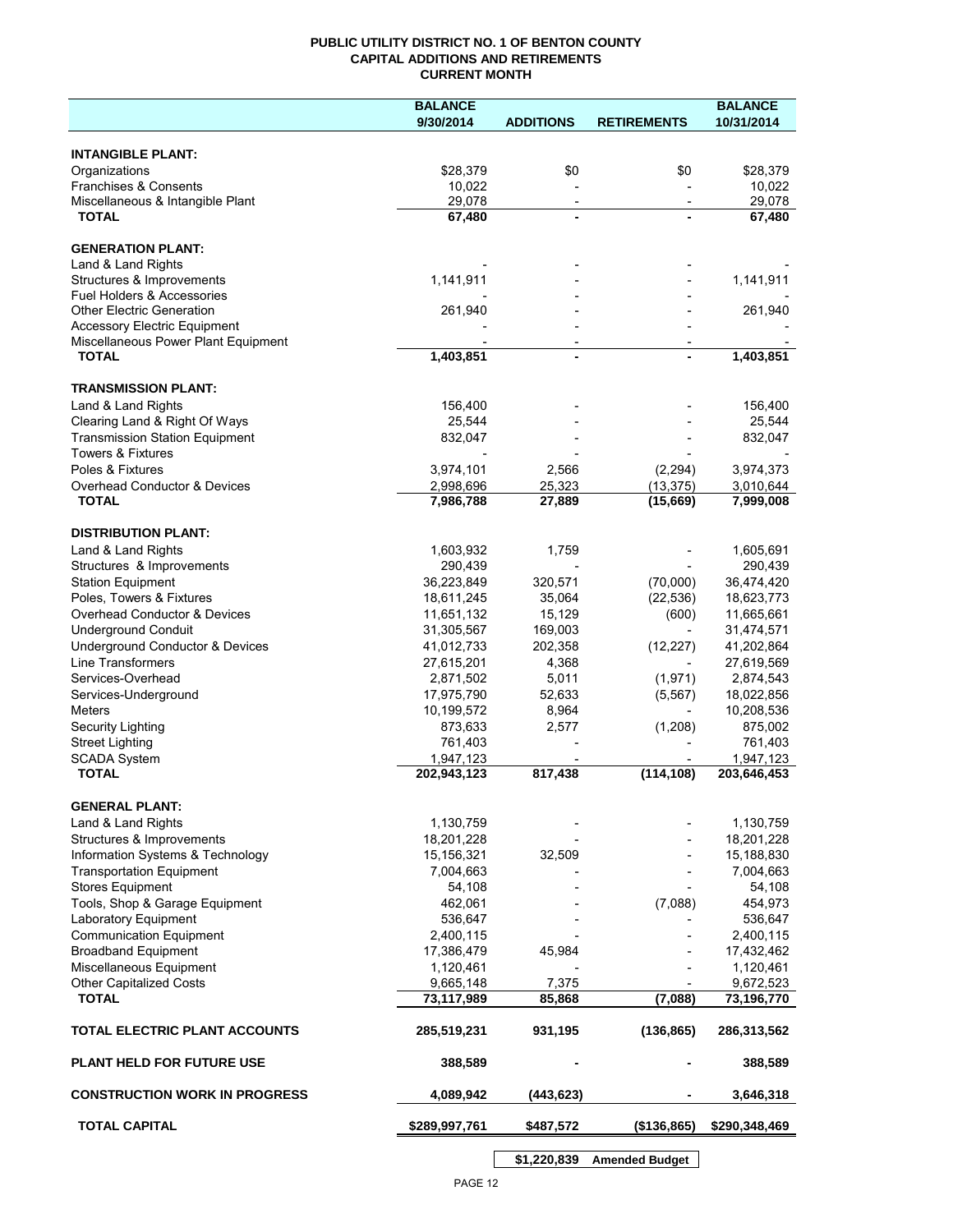**PUBLIC UTILITY DISTRICT NO. 1 OF BENTON COUNTY**
**CAPITAL ADDITIONS AND RETIREMENTS**
**CURRENT MONTH**

| | BALANCE 9/30/2014 | ADDITIONS | RETIREMENTS | BALANCE 10/31/2014 |
|---|---|---|---|---|
| **INTANGIBLE PLANT:** | | | | |
| Organizations | $28,379 | $0 | $0 | $28,379 |
| Franchises & Consents | 10,022 | - | - | 10,022 |
| Miscellaneous & Intangible Plant | 29,078 | - | - | 29,078 |
| **TOTAL** | **67,480** | **-** | **-** | **67,480** |
| **GENERATION PLANT:** | | | | |
| Land & Land Rights | - | - | - | - |
| Structures & Improvements | 1,141,911 | - | - | 1,141,911 |
| Fuel Holders & Accessories | - | - | - | - |
| Other Electric Generation | 261,940 | - | - | 261,940 |
| Accessory Electric Equipment | - | - | - | - |
| Miscellaneous Power Plant Equipment | - | - | - | - |
| **TOTAL** | **1,403,851** | **-** | **-** | **1,403,851** |
| **TRANSMISSION PLANT:** | | | | |
| Land & Land Rights | 156,400 | - | - | 156,400 |
| Clearing Land & Right Of Ways | 25,544 | - | - | 25,544 |
| Transmission Station Equipment | 832,047 | - | - | 832,047 |
| Towers & Fixtures | - | - | - | - |
| Poles & Fixtures | 3,974,101 | 2,566 | (2,294) | 3,974,373 |
| Overhead Conductor & Devices | 2,998,696 | 25,323 | (13,375) | 3,010,644 |
| **TOTAL** | **7,986,788** | **27,889** | **(15,669)** | **7,999,008** |
| **DISTRIBUTION PLANT:** | | | | |
| Land & Land Rights | 1,603,932 | 1,759 | - | 1,605,691 |
| Structures & Improvements | 290,439 | - | - | 290,439 |
| Station Equipment | 36,223,849 | 320,571 | (70,000) | 36,474,420 |
| Poles, Towers & Fixtures | 18,611,245 | 35,064 | (22,536) | 18,623,773 |
| Overhead Conductor & Devices | 11,651,132 | 15,129 | (600) | 11,665,661 |
| Underground Conduit | 31,305,567 | 169,003 | - | 31,474,571 |
| Underground Conductor & Devices | 41,012,733 | 202,358 | (12,227) | 41,202,864 |
| Line Transformers | 27,615,201 | 4,368 | - | 27,619,569 |
| Services-Overhead | 2,871,502 | 5,011 | (1,971) | 2,874,543 |
| Services-Underground | 17,975,790 | 52,633 | (5,567) | 18,022,856 |
| Meters | 10,199,572 | 8,964 | - | 10,208,536 |
| Security Lighting | 873,633 | 2,577 | (1,208) | 875,002 |
| Street Lighting | 761,403 | - | - | 761,403 |
| SCADA System | 1,947,123 | - | - | 1,947,123 |
| **TOTAL** | **202,943,123** | **817,438** | **(114,108)** | **203,646,453** |
| **GENERAL PLANT:** | | | | |
| Land & Land Rights | 1,130,759 | - | - | 1,130,759 |
| Structures & Improvements | 18,201,228 | - | - | 18,201,228 |
| Information Systems & Technology | 15,156,321 | 32,509 | - | 15,188,830 |
| Transportation Equipment | 7,004,663 | - | - | 7,004,663 |
| Stores Equipment | 54,108 | - | - | 54,108 |
| Tools, Shop & Garage Equipment | 462,061 | - | (7,088) | 454,973 |
| Laboratory Equipment | 536,647 | - | - | 536,647 |
| Communication Equipment | 2,400,115 | - | - | 2,400,115 |
| Broadband Equipment | 17,386,479 | 45,984 | - | 17,432,462 |
| Miscellaneous Equipment | 1,120,461 | - | - | 1,120,461 |
| Other Capitalized Costs | 9,665,148 | 7,375 | - | 9,672,523 |
| **TOTAL** | **73,117,989** | **85,868** | **(7,088)** | **73,196,770** |
| **TOTAL ELECTRIC PLANT ACCOUNTS** | **285,519,231** | **931,195** | **(136,865)** | **286,313,562** |
| **PLANT HELD FOR FUTURE USE** | **388,589** | **-** | **-** | **388,589** |
| **CONSTRUCTION WORK IN PROGRESS** | **4,089,942** | **(443,623)** | **-** | **3,646,318** |
| **TOTAL CAPITAL** | **$289,997,761** | **$487,572** | **($136,865)** | **$290,348,469** |
| | | **$1,220,839** | **Amended Budget** | |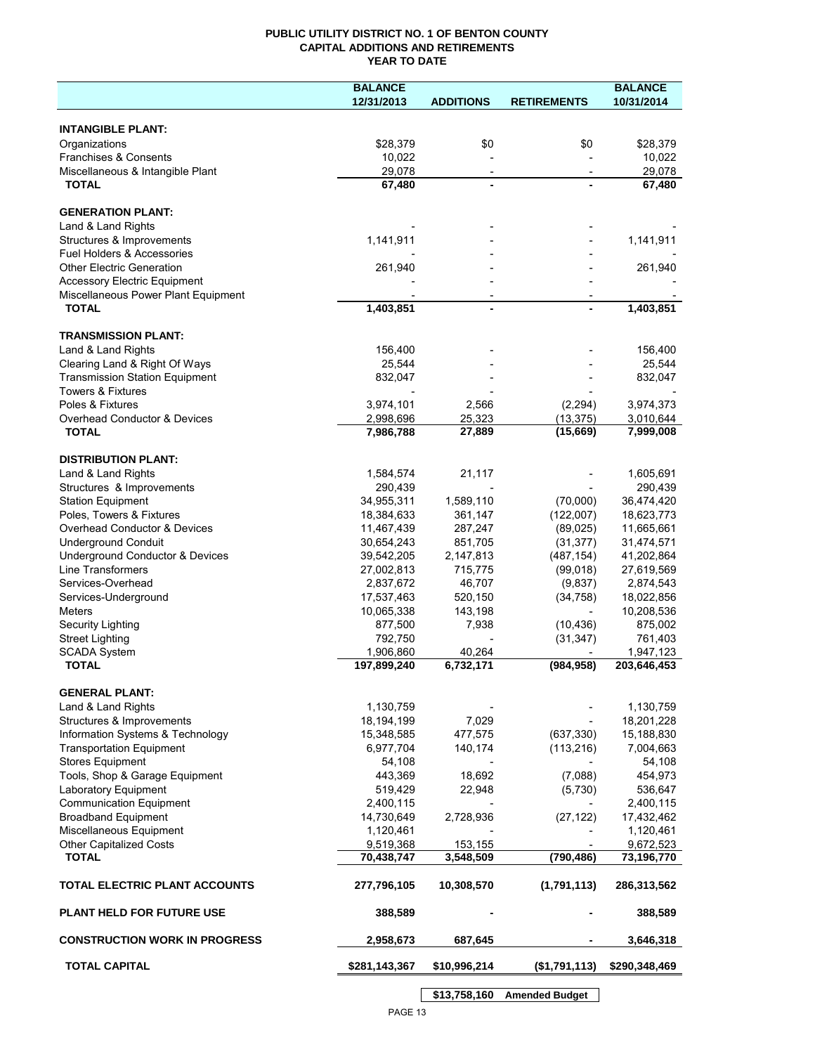**PUBLIC UTILITY DISTRICT NO. 1 OF BENTON COUNTY**
**CAPITAL ADDITIONS AND RETIREMENTS**
**YEAR TO DATE**

| | BALANCE 12/31/2013 | ADDITIONS | RETIREMENTS | BALANCE 10/31/2014 |
|---|---|---|---|---|
| **INTANGIBLE PLANT:** | | | | |
| Organizations | $28,379 | $0 | $0 | $28,379 |
| Franchises & Consents | 10,022 | - | - | 10,022 |
| Miscellaneous & Intangible Plant | 29,078 | - | - | 29,078 |
| **TOTAL** | **67,480** | **-** | **-** | **67,480** |
| **GENERATION PLANT:** | | | | |
| Land & Land Rights | - | - | - | - |
| Structures & Improvements | 1,141,911 | - | - | 1,141,911 |
| Fuel Holders & Accessories | - | - | - | - |
| Other Electric Generation | 261,940 | - | - | 261,940 |
| Accessory Electric Equipment | - | - | - | - |
| Miscellaneous Power Plant Equipment | - | - | - | - |
| **TOTAL** | **1,403,851** | **-** | **-** | **1,403,851** |
| **TRANSMISSION PLANT:** | | | | |
| Land & Land Rights | 156,400 | - | - | 156,400 |
| Clearing Land & Right Of Ways | 25,544 | - | - | 25,544 |
| Transmission Station Equipment | 832,047 | - | - | 832,047 |
| Towers & Fixtures | - | - | - | - |
| Poles & Fixtures | 3,974,101 | 2,566 | (2,294) | 3,974,373 |
| Overhead Conductor & Devices | 2,998,696 | 25,323 | (13,375) | 3,010,644 |
| **TOTAL** | **7,986,788** | **27,889** | **(15,669)** | **7,999,008** |
| **DISTRIBUTION PLANT:** | | | | |
| Land & Land Rights | 1,584,574 | 21,117 | - | 1,605,691 |
| Structures & Improvements | 290,439 | - | - | 290,439 |
| Station Equipment | 34,955,311 | 1,589,110 | (70,000) | 36,474,420 |
| Poles, Towers & Fixtures | 18,384,633 | 361,147 | (122,007) | 18,623,773 |
| Overhead Conductor & Devices | 11,467,439 | 287,247 | (89,025) | 11,665,661 |
| Underground Conduit | 30,654,243 | 851,705 | (31,377) | 31,474,571 |
| Underground Conductor & Devices | 39,542,205 | 2,147,813 | (487,154) | 41,202,864 |
| Line Transformers | 27,002,813 | 715,775 | (99,018) | 27,619,569 |
| Services-Overhead | 2,837,672 | 46,707 | (9,837) | 2,874,543 |
| Services-Underground | 17,537,463 | 520,150 | (34,758) | 18,022,856 |
| Meters | 10,065,338 | 143,198 | - | 10,208,536 |
| Security Lighting | 877,500 | 7,938 | (10,436) | 875,002 |
| Street Lighting | 792,750 | - | (31,347) | 761,403 |
| SCADA System | 1,906,860 | 40,264 | - | 1,947,123 |
| **TOTAL** | **197,899,240** | **6,732,171** | **(984,958)** | **203,646,453** |
| **GENERAL PLANT:** | | | | |
| Land & Land Rights | 1,130,759 | - | - | 1,130,759 |
| Structures & Improvements | 18,194,199 | 7,029 | - | 18,201,228 |
| Information Systems & Technology | 15,348,585 | 477,575 | (637,330) | 15,188,830 |
| Transportation Equipment | 6,977,704 | 140,174 | (113,216) | 7,004,663 |
| Stores Equipment | 54,108 | - | - | 54,108 |
| Tools, Shop & Garage Equipment | 443,369 | 18,692 | (7,088) | 454,973 |
| Laboratory Equipment | 519,429 | 22,948 | (5,730) | 536,647 |
| Communication Equipment | 2,400,115 | - | - | 2,400,115 |
| Broadband Equipment | 14,730,649 | 2,728,936 | (27,122) | 17,432,462 |
| Miscellaneous Equipment | 1,120,461 | - | - | 1,120,461 |
| Other Capitalized Costs | 9,519,368 | 153,155 | - | 9,672,523 |
| **TOTAL** | **70,438,747** | **3,548,509** | **(790,486)** | **73,196,770** |
| **TOTAL ELECTRIC PLANT ACCOUNTS** | **277,796,105** | **10,308,570** | **(1,791,113)** | **286,313,562** |
| **PLANT HELD FOR FUTURE USE** | **388,589** | **-** | **-** | **388,589** |
| **CONSTRUCTION WORK IN PROGRESS** | **2,958,673** | **687,645** | **-** | **3,646,318** |
| **TOTAL CAPITAL** | **$281,143,367** | **$10,996,214** | **($1,791,113)** | **$290,348,469** |
| | | **$13,758,160** | **Amended Budget** | |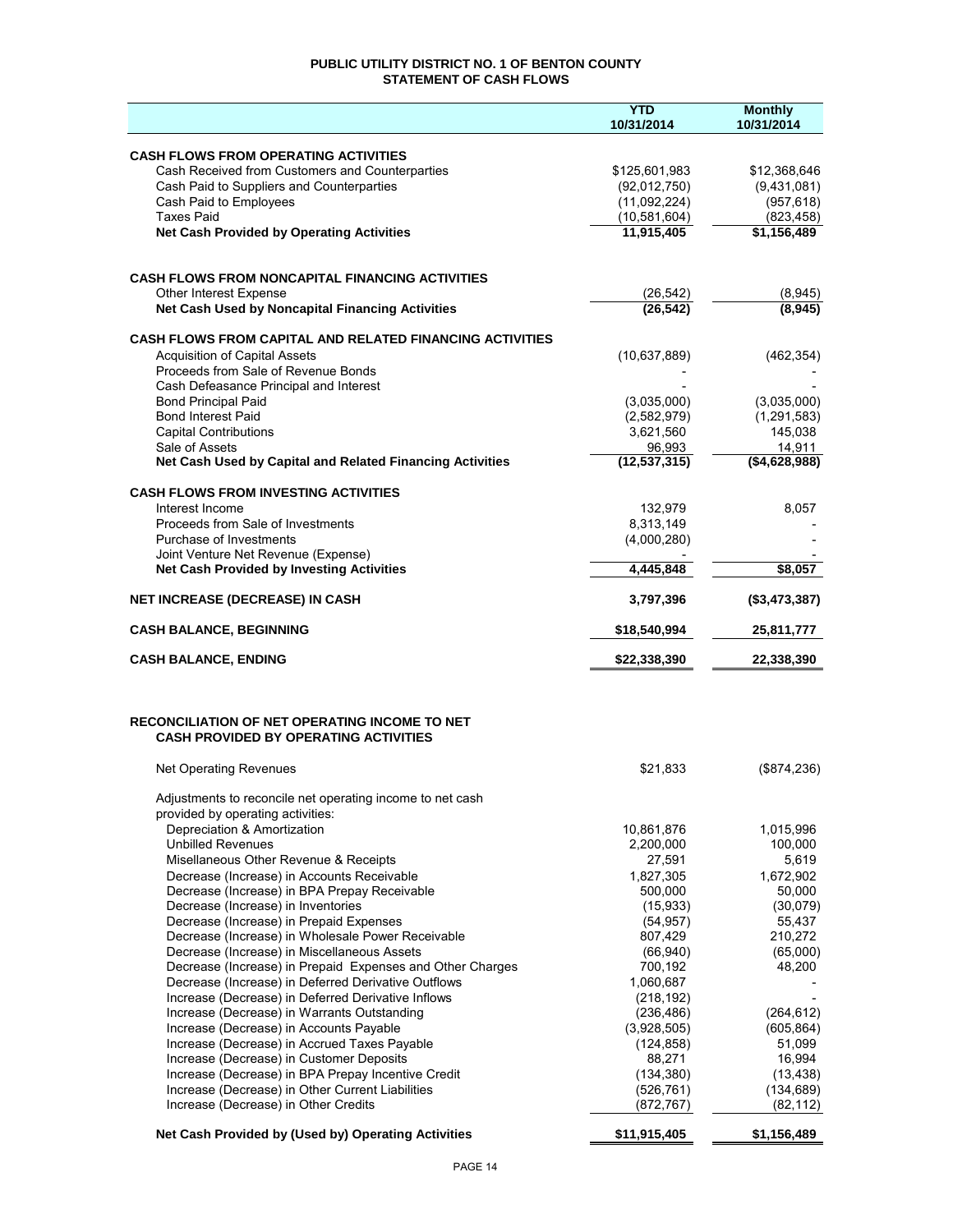# PUBLIC UTILITY DISTRICT NO. 1 OF BENTON COUNTY
## STATEMENT OF CASH FLOWS

| | YTD 10/31/2014 | Monthly 10/31/2014 |
|---|---|---|
| **CASH FLOWS FROM OPERATING ACTIVITIES** | | |
| Cash Received from Customers and Counterparties | $125,601,983 | $12,368,646 |
| Cash Paid to Suppliers and Counterparties | (92,012,750) | (9,431,081) |
| Cash Paid to Employees | (11,092,224) | (957,618) |
| Taxes Paid | (10,581,604) | (823,458) |
| **Net Cash Provided by Operating Activities** | **11,915,405** | **$1,156,489** |
| | | |
| **CASH FLOWS FROM NONCAPITAL FINANCING ACTIVITIES** | | |
| Other Interest Expense | (26,542) | (8,945) |
| **Net Cash Used by Noncapital Financing Activities** | **(26,542)** | **(8,945)** |
| | | |
| **CASH FLOWS FROM CAPITAL AND RELATED FINANCING ACTIVITIES** | | |
| Acquisition of Capital Assets | (10,637,889) | (462,354) |
| Proceeds from Sale of Revenue Bonds | - | - |
| Cash Defeasance Principal and Interest | - | - |
| Bond Principal Paid | (3,035,000) | (3,035,000) |
| Bond Interest Paid | (2,582,979) | (1,291,583) |
| Capital Contributions | 3,621,560 | 145,038 |
| Sale of Assets | 96,993 | 14,911 |
| **Net Cash Used by Capital and Related Financing Activities** | **(12,537,315)** | **($4,628,988)** |
| | | |
| **CASH FLOWS FROM INVESTING ACTIVITIES** | | |
| Interest Income | 132,979 | 8,057 |
| Proceeds from Sale of Investments | 8,313,149 | - |
| Purchase of Investments | (4,000,280) | - |
| Joint Venture Net Revenue (Expense) | - | - |
| **Net Cash Provided by Investing Activities** | **4,445,848** | **$8,057** |
| | | |
| **NET INCREASE (DECREASE) IN CASH** | **3,797,396** | **($3,473,387)** |
| | | |
| **CASH BALANCE, BEGINNING** | **$18,540,994** | **25,811,777** |
| | | |
| **CASH BALANCE, ENDING** | **$22,338,390** | **22,338,390** |

| **RECONCILIATION OF NET OPERATING INCOME TO NET CASH PROVIDED BY OPERATING ACTIVITIES** | | |
|---|---|---|
| Net Operating Revenues | $21,833 | ($874,236) |
| Adjustments to reconcile net operating income to net cash provided by operating activities: | | |
| Depreciation & Amortization | 10,861,876 | 1,015,996 |
| Unbilled Revenues | 2,200,000 | 100,000 |
| Misellaneous Other Revenue & Receipts | 27,591 | 5,619 |
| Decrease (Increase) in Accounts Receivable | 1,827,305 | 1,672,902 |
| Decrease (Increase) in BPA Prepay Receivable | 500,000 | 50,000 |
| Decrease (Increase) in Inventories | (15,933) | (30,079) |
| Decrease (Increase) in Prepaid Expenses | (54,957) | 55,437 |
| Decrease (Increase) in Wholesale Power Receivable | 807,429 | 210,272 |
| Decrease (Increase) in Miscellaneous Assets | (66,940) | (65,000) |
| Decrease (Increase) in Prepaid Expenses and Other Charges | 700,192 | 48,200 |
| Decrease (Increase) in Deferred Derivative Outflows | 1,060,687 | - |
| Increase (Decrease) in Deferred Derivative Inflows | (218,192) | - |
| Increase (Decrease) in Warrants Outstanding | (236,486) | (264,612) |
| Increase (Decrease) in Accounts Payable | (3,928,505) | (605,864) |
| Increase (Decrease) in Accrued Taxes Payable | (124,858) | 51,099 |
| Increase (Decrease) in Customer Deposits | 88,271 | 16,994 |
| Increase (Decrease) in BPA Prepay Incentive Credit | (134,380) | (13,438) |
| Increase (Decrease) in Other Current Liabilities | (526,761) | (134,689) |
| Increase (Decrease) in Other Credits | (872,767) | (82,112) |
| **Net Cash Provided by (Used by) Operating Activities** | **$11,915,405** | **$1,156,489** |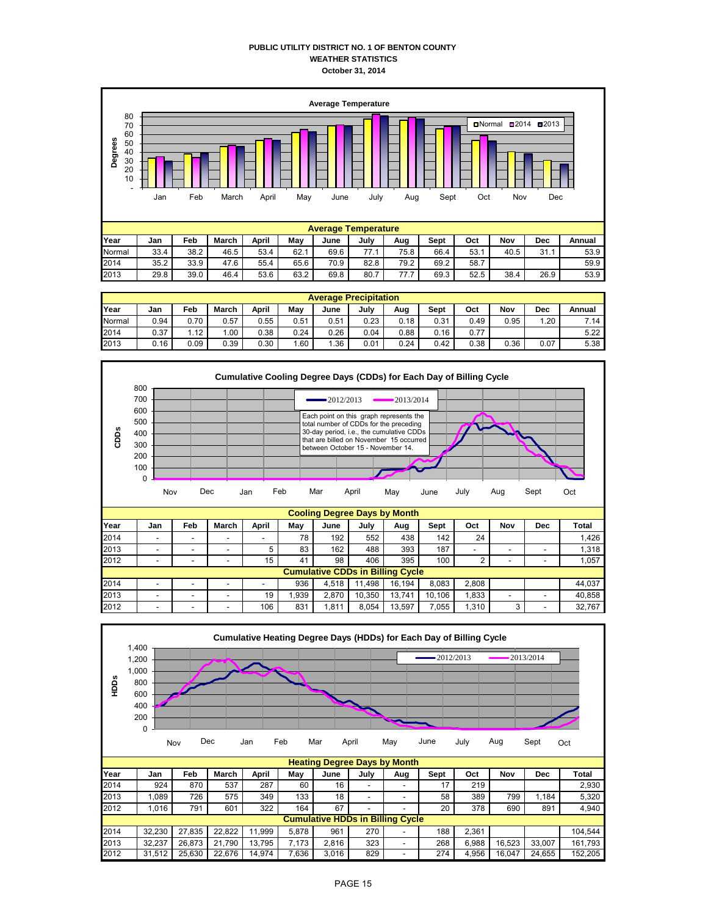**PUBLIC UTILITY DISTRICT NO. 1 OF BENTON COUNTY**
**WEATHER STATISTICS**
**October 31, 2014**

**Average Temperature**

| Year | Jan | Feb | March | April | May | June | July | Aug | Sept | Oct | Nov | Dec | Annual |
|---|---|---|---|---|---|---|---|---|---|---|---|---|---|
| Normal | 33.4 | 38.2 | 46.5 | 53.4 | 62.1 | 69.6 | 77.1 | 75.8 | 66.4 | 53.1 | 40.5 | 31.1 | 53.9 |
| 2014 | 35.2 | 33.9 | 47.6 | 55.4 | 65.6 | 70.9 | 82.8 | 79.2 | 69.2 | 58.7 | | | 59.9 |
| 2013 | 29.8 | 39.0 | 46.4 | 53.6 | 63.2 | 69.8 | 80.7 | 77.7 | 69.3 | 52.5 | 38.4 | 26.9 | 53.9 |

**Average Precipitation**

| Year | Jan | Feb | March | April | May | June | July | Aug | Sept | Oct | Nov | Dec | Annual |
|---|---|---|---|---|---|---|---|---|---|---|---|---|---|
| Normal | 0.94 | 0.70 | 0.57 | 0.55 | 0.51 | 0.51 | 0.23 | 0.18 | 0.31 | 0.49 | 0.95 | 1.20 | 7.14 |
| 2014 | 0.37 | 1.12 | 1.00 | 0.38 | 0.24 | 0.26 | 0.04 | 0.88 | 0.16 | 0.77 | | | 5.22 |
| 2013 | 0.16 | 0.09 | 0.39 | 0.30 | 1.60 | 1.36 | 0.01 | 0.24 | 0.42 | 0.38 | 0.36 | 0.07 | 5.38 |

**Cumulative Cooling Degree Days (CDDs) for Each Day of Billing Cycle**

Each point on this graph represents the total number of CDDs for the preceding 30-day period, i.e., the cumulative CDDs that are billed on November 15 occurred between October 15 - November 14.

**Cooling Degree Days by Month**

| Year | Jan | Feb | March | April | May | June | July | Aug | Sept | Oct | Nov | Dec | Total |
|---|---|---|---|---|---|---|---|---|---|---|---|---|---|
| 2014 | - | - | - | - | 78 | 192 | 552 | 438 | 142 | 24 | | | 1,426 |
| 2013 | - | - | - | 5 | 83 | 162 | 488 | 393 | 187 | - | - | - | 1,318 |
| 2012 | - | - | - | 15 | 41 | 98 | 406 | 395 | 100 | 2 | - | - | 1,057 |
| **Cumulative CDDs in Billing Cycle** | | | | | | | | | | | | | |
| 2014 | - | - | - | - | 936 | 4,518 | 11,498 | 16,194 | 8,083 | 2,808 | | | 44,037 |
| 2013 | - | - | - | 19 | 1,939 | 2,870 | 10,350 | 13,741 | 10,106 | 1,833 | - | - | 40,858 |
| 2012 | - | - | - | 106 | 831 | 1,811 | 8,054 | 13,597 | 7,055 | 1,310 | 3 | - | 32,767 |

**Cumulative Heating Degree Days (HDDs) for Each Day of Billing Cycle**

**Heating Degree Days by Month**

| Year | Jan | Feb | March | April | May | June | July | Aug | Sept | Oct | Nov | Dec | Total |
|---|---|---|---|---|---|---|---|---|---|---|---|---|---|
| 2014 | 924 | 870 | 537 | 287 | 60 | 16 | - | - | 17 | 219 | | | 2,930 |
| 2013 | 1,089 | 726 | 575 | 349 | 133 | 18 | - | - | 58 | 389 | 799 | 1,184 | 5,320 |
| 2012 | 1,016 | 791 | 601 | 322 | 164 | 67 | - | - | 20 | 378 | 690 | 891 | 4,940 |
| **Cumulative HDDs in Billing Cycle** | | | | | | | | | | | | | |
| 2014 | 32,230 | 27,835 | 22,822 | 11,999 | 5,878 | 961 | 270 | - | 188 | 2,361 | | | 104,544 |
| 2013 | 32,237 | 26,873 | 21,790 | 13,795 | 7,173 | 2,816 | 323 | - | 268 | 6,988 | 16,523 | 33,007 | 161,793 |
| 2012 | 31,512 | 25,630 | 22,676 | 14,974 | 7,636 | 3,016 | 829 | - | 274 | 4,956 | 16,047 | 24,655 | 152,205 |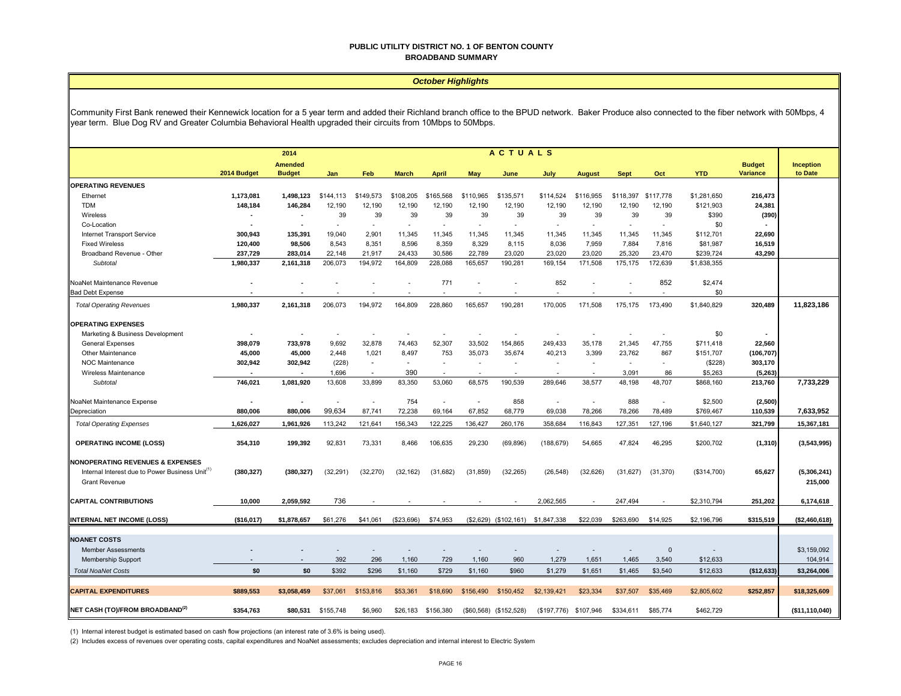# PUBLIC UTILITY DISTRICT NO. 1 OF BENTON COUNTY
## BROADBAND SUMMARY

### *October Highlights*

Community First Bank renewed their Kennewick location for a 5 year term and added their Richland branch office to the BPUD network. Baker Produce also connected to the fiber network with 50Mbps, 4 year term. Blue Dog RV and Greater Columbia Behavioral Health upgraded their circuits from 10Mbps to 50Mbps.

| | 2014 Budget | 2014 Amended Budget | Jan | Feb | March | April | May | June | July | August | Sept | Oct | YTD | Budget Variance | Inception to Date |
|---|---|---|---|---|---|---|---|---|---|---|---|---|---|---|---|
| | | | ACTUALS | | | | | | | | | | | | |
| **OPERATING REVENUES** | | | | | | | | | | | | | | | |
| Ethernet | **1,173,081** | **1,498,123** | $144,113 | $149,573 | $108,205 | $165,568 | $110,965 | $135,571 | $114,524 | $116,955 | $118,397 | $117,778 | $1,281,650 | **216,473** | |
| TDM | **148,184** | **146,284** | 12,190 | 12,190 | 12,190 | 12,190 | 12,190 | 12,190 | 12,190 | 12,190 | 12,190 | 12,190 | $121,903 | **24,381** | |
| Wireless | **-** | **-** | 39 | 39 | 39 | 39 | 39 | 39 | 39 | 39 | 39 | 39 | $390 | **(390)** | |
| Co-Location | **-** | **-** | - | - | - | - | - | - | - | - | - | - | $0 | **-** | |
| Internet Transport Service | **300,943** | **135,391** | 19,040 | 2,901 | 11,345 | 11,345 | 11,345 | 11,345 | 11,345 | 11,345 | 11,345 | 11,345 | $112,701 | **22,690** | |
| Fixed Wireless | **120,400** | **98,506** | 8,543 | 8,351 | 8,596 | 8,359 | 8,329 | 8,115 | 8,036 | 7,959 | 7,884 | 7,816 | $81,987 | **16,519** | |
| Broadband Revenue - Other | **237,729** | **283,014** | 22,148 | 21,917 | 24,433 | 30,586 | 22,789 | 23,020 | 23,020 | 23,020 | 25,320 | 23,470 | $239,724 | **43,290** | |
| *Subtotal* | **1,980,337** | **2,161,318** | 206,073 | 194,972 | 164,809 | 228,088 | 165,657 | 190,281 | 169,154 | 171,508 | 175,175 | 172,639 | $1,838,355 | | |
| NoaNet Maintenance Revenue | **-** | **-** | - | - | - | 771 | - | - | 852 | - | - | 852 | $2,474 | | |
| Bad Debt Expense | **-** | **-** | - | - | - | - | - | - | - | - | - | - | $0 | | |
| *Total Operating Revenues* | **1,980,337** | **2,161,318** | 206,073 | 194,972 | 164,809 | 228,860 | 165,657 | 190,281 | 170,005 | 171,508 | 175,175 | 173,490 | $1,840,829 | **320,489** | **11,823,186** |
| **OPERATING EXPENSES** | | | | | | | | | | | | | | | |
| Marketing & Business Development | **-** | **-** | - | - | - | - | - | - | - | - | - | - | $0 | **-** | |
| General Expenses | **398,079** | **733,978** | 9,692 | 32,878 | 74,463 | 52,307 | 33,502 | 154,865 | 249,433 | 35,178 | 21,345 | 47,755 | $711,418 | **22,560** | |
| Other Maintenance | **45,000** | **45,000** | 2,448 | 1,021 | 8,497 | 753 | 35,073 | 35,674 | 40,213 | 3,399 | 23,762 | 867 | $151,707 | **(106,707)** | |
| NOC Maintenance | **302,942** | **302,942** | (228) | - | - | - | - | - | - | - | - | - | ($228) | **303,170** | |
| Wireless Maintenance | **-** | **-** | 1,696 | - | 390 | - | - | - | - | - | 3,091 | 86 | $5,263 | **(5,263)** | |
| *Subtotal* | **746,021** | **1,081,920** | 13,608 | 33,899 | 83,350 | 53,060 | 68,575 | 190,539 | 289,646 | 38,577 | 48,198 | 48,707 | $868,160 | **213,760** | **7,733,229** |
| NoaNet Maintenance Expense | **-** | **-** | - | - | 754 | - | - | 858 | - | - | 888 | - | $2,500 | **(2,500)** | |
| Depreciation | **880,006** | **880,006** | 99,634 | 87,741 | 72,238 | 69,164 | 67,852 | 68,779 | 69,038 | 78,266 | 78,266 | 78,489 | $769,467 | **110,539** | **7,633,952** |
| *Total Operating Expenses* | **1,626,027** | **1,961,926** | 113,242 | 121,641 | 156,343 | 122,225 | 136,427 | 260,176 | 358,684 | 116,843 | 127,351 | 127,196 | $1,640,127 | **321,799** | **15,367,181** |
| **OPERATING INCOME (LOSS)** | **354,310** | **199,392** | 92,831 | 73,331 | 8,466 | 106,635 | 29,230 | (69,896) | (188,679) | 54,665 | 47,824 | 46,295 | $200,702 | **(1,310)** | **(3,543,995)** |
| **NONOPERATING REVENUES & EXPENSES** | | | | | | | | | | | | | | | |
| Internal Interest due to Power Business Unit(1) | **(380,327)** | **(380,327)** | (32,291) | (32,270) | (32,162) | (31,682) | (31,859) | (32,265) | (26,548) | (32,626) | (31,627) | (31,370) | ($314,700) | **65,627** | **(5,306,241)** |
| Grant Revenue | | | | | | | | | | | | | | | **215,000** |
| **CAPITAL CONTRIBUTIONS** | **10,000** | **2,059,592** | 736 | - | - | - | - | - | 2,062,565 | - | 247,494 | - | $2,310,794 | **251,202** | **6,174,618** |
| **INTERNAL NET INCOME (LOSS)** | **($16,017)** | **$1,878,657** | $61,276 | $41,061 | ($23,696) | $74,953 | ($2,629) | ($102,161) | $1,847,338 | $22,039 | $263,690 | $14,925 | $2,196,796 | **$315,519** | **($2,460,618)** |
| **NOANET COSTS** | | | | | | | | | | | | | | | |
| Member Assessments | **-** | **-** | - | - | - | - | - | - | - | - | - | 0 | - | | $3,159,092 |
| Membership Support | **-** | **-** | 392 | 296 | 1,160 | 729 | 1,160 | 960 | 1,279 | 1,651 | 1,465 | 3,540 | $12,633 | | 104,914 |
| *Total NoaNet Costs* | **$0** | **$0** | $392 | $296 | $1,160 | $729 | $1,160 | $960 | $1,279 | $1,651 | $1,465 | $3,540 | $12,633 | **($12,633)** | **$3,264,006** |
| **CAPITAL EXPENDITURES** | **$889,553** | **$3,058,459** | $37,061 | $153,816 | $53,361 | $18,690 | $156,490 | $150,452 | $2,139,421 | $23,334 | $37,507 | $35,469 | $2,805,602 | **$252,857** | **$18,325,609** |
| **NET CASH (TO)/FROM BROADBAND(2)** | **$354,763** | **$80,531** | $155,748 | $6,960 | $26,183 | $156,380 | ($60,568) | ($152,528) | ($197,776) | $107,946 | $334,611 | $85,774 | $462,729 | | **($11,110,040)** |

(1) Internal interest budget is estimated based on cash flow projections (an interest rate of 3.6% is being used).

(2) Includes excess of revenues over operating costs, capital expenditures and NoaNet assessments; excludes depreciation and internal interest to Electric System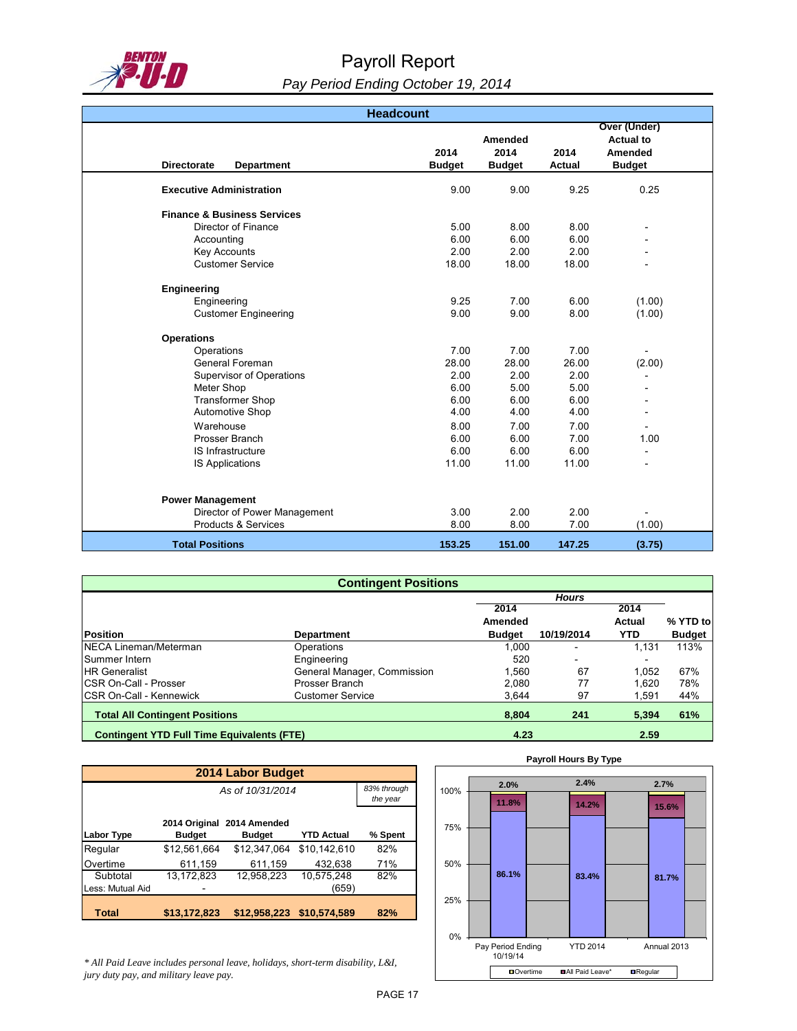# Payroll Report

*Pay Period Ending October 19, 2014*

## Headcount

| Directorate / Department | 2014 Budget | Amended 2014 Budget | 2014 Actual | Over (Under) Actual to Amended Budget |
|---|---|---|---|---|
| **Executive Administration** | 9.00 | 9.00 | 9.25 | 0.25 |
| **Finance & Business Services** | | | | |
| Director of Finance | 5.00 | 8.00 | 8.00 | - |
| Accounting | 6.00 | 6.00 | 6.00 | - |
| Key Accounts | 2.00 | 2.00 | 2.00 | - |
| Customer Service | 18.00 | 18.00 | 18.00 | - |
| **Engineering** | | | | |
| Engineering | 9.25 | 7.00 | 6.00 | (1.00) |
| Customer Engineering | 9.00 | 9.00 | 8.00 | (1.00) |
| **Operations** | | | | |
| Operations | 7.00 | 7.00 | 7.00 | - |
| General Foreman | 28.00 | 28.00 | 26.00 | (2.00) |
| Supervisor of Operations | 2.00 | 2.00 | 2.00 | - |
| Meter Shop | 6.00 | 5.00 | 5.00 | - |
| Transformer Shop | 6.00 | 6.00 | 6.00 | - |
| Automotive Shop | 4.00 | 4.00 | 4.00 | - |
| Warehouse | 8.00 | 7.00 | 7.00 | - |
| Prosser Branch | 6.00 | 6.00 | 7.00 | 1.00 |
| IS Infrastructure | 6.00 | 6.00 | 6.00 | - |
| IS Applications | 11.00 | 11.00 | 11.00 | - |
| **Power Management** | | | | |
| Director of Power Management | 3.00 | 2.00 | 2.00 | - |
| Products & Services | 8.00 | 8.00 | 7.00 | (1.00) |
| **Total Positions** | **153.25** | **151.00** | **147.25** | **(3.75)** |

## Contingent Positions

| Position | Department | Hours: 2014 Amended Budget | Hours: 10/19/2014 | Hours: 2014 Actual YTD | % YTD to Budget |
|---|---|---|---|---|---|
| NECA Lineman/Meterman | Operations | 1,000 | - | 1,131 | 113% |
| Summer Intern | Engineering | 520 | - | - | |
| HR Generalist | General Manager, Commission | 1,560 | 67 | 1,052 | 67% |
| CSR On-Call - Prosser | Prosser Branch | 2,080 | 77 | 1,620 | 78% |
| CSR On-Call - Kennewick | Customer Service | 3,644 | 97 | 1,591 | 44% |
| **Total All Contingent Positions** | | **8,804** | **241** | **5,394** | **61%** |
| **Contingent YTD Full Time Equivalents (FTE)** | | **4.23** | | **2.59** | |

## 2014 Labor Budget

*As of 10/31/2014* — *83% through the year*

| Labor Type | 2014 Original Budget | 2014 Amended Budget | YTD Actual | % Spent |
|---|---|---|---|---|
| Regular | $12,561,664 | $12,347,064 | $10,142,610 | 82% |
| Overtime | 611,159 | 611,159 | 432,638 | 71% |
| Subtotal | 13,172,823 | 12,958,223 | 10,575,248 | 82% |
| Less: Mutual Aid | - | | (659) | |
| **Total** | **$13,172,823** | **$12,958,223** | **$10,574,589** | **82%** |

Payroll Hours By Type

100%
75%
50%
25%
0%

Pay Period Ending 10/19/14: 2.0%, 11.8%, 86.1%
YTD 2014: 2.4%, 14.2%, 83.4%
Annual 2013: 2.7%, 15.6%, 81.7%

Overtime, All Paid Leave*, Regular

*\* All Paid Leave includes personal leave, holidays, short-term disability, L&I, jury duty pay, and military leave pay.*